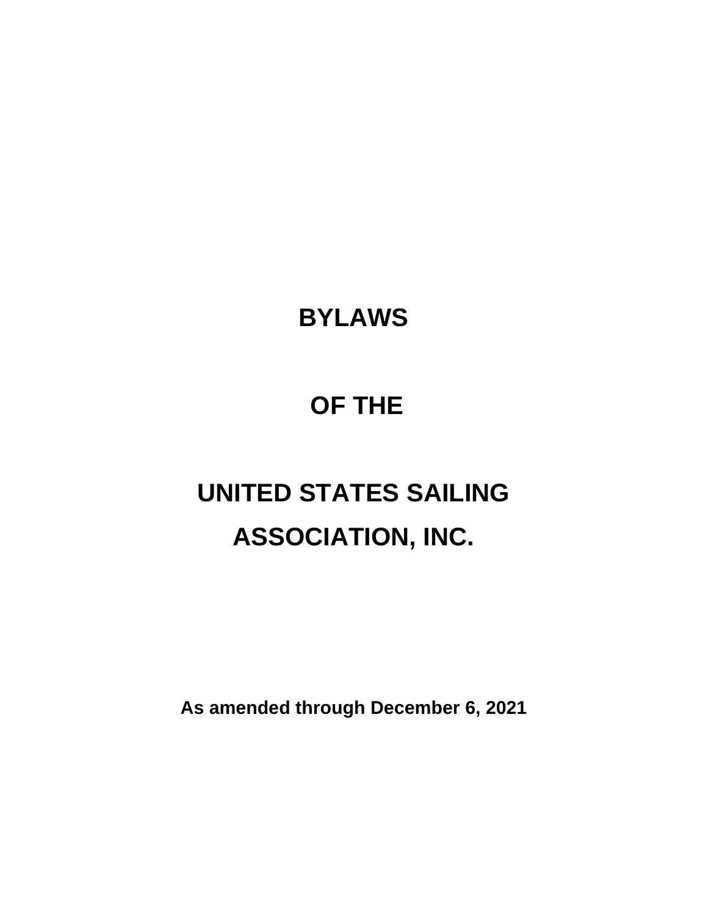# BYLAWS

# OF THE

# UNITED STATES SAILING ASSOCIATION, INC.

**As amended through December 6, 2021**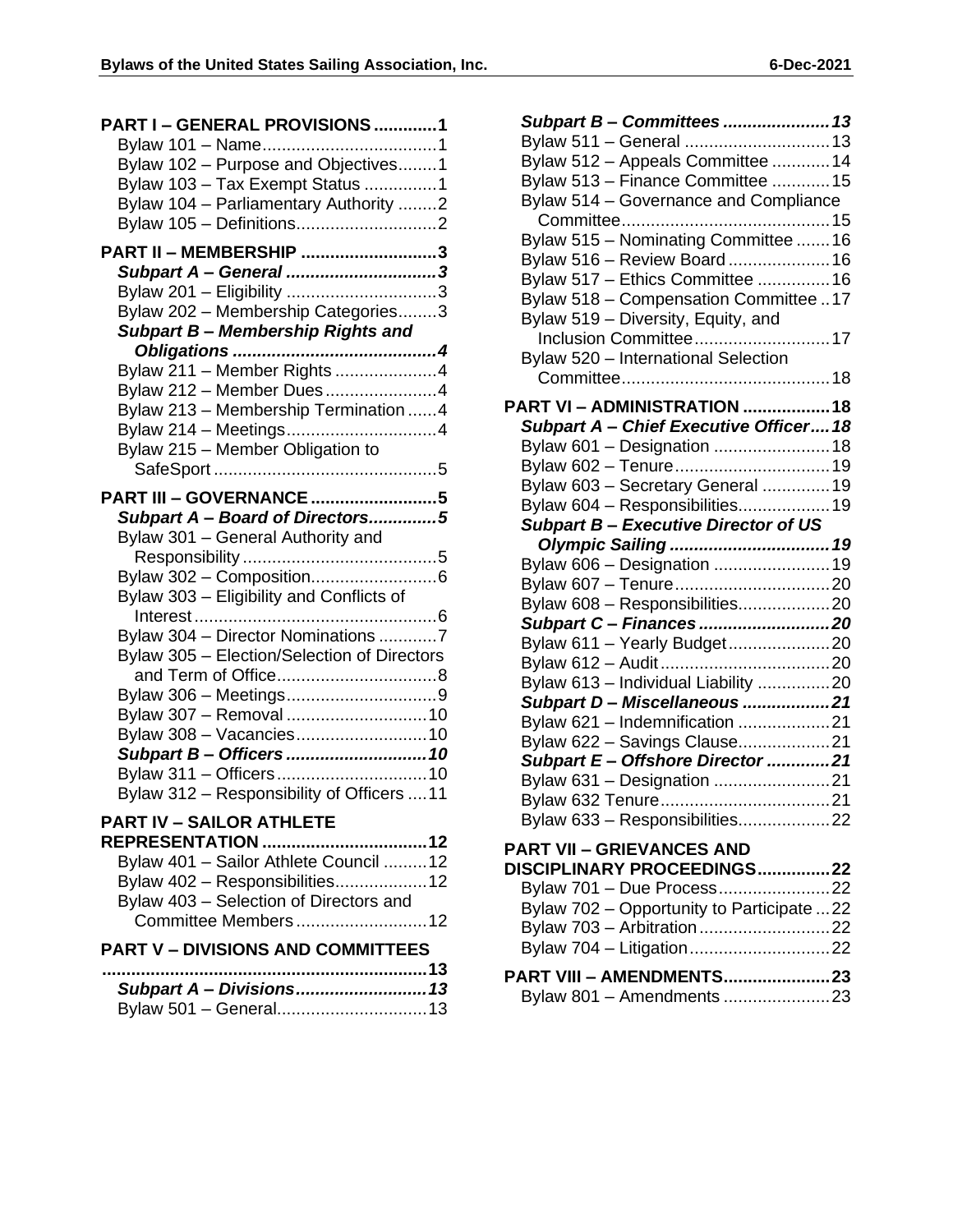**PART I – GENERAL PROVISIONS .............1**

Bylaw 101 – Name....................................1
Bylaw 102 – Purpose and Objectives........1
Bylaw 103 – Tax Exempt Status ...............1
Bylaw 104 – Parliamentary Authority ........2
Bylaw 105 – Definitions.............................2

**PART II – MEMBERSHIP ...........................3**

***Subpart A – General ...............................3***
Bylaw 201 – Eligibility ...............................3
Bylaw 202 – Membership Categories........3

***Subpart B – Membership Rights and Obligations ..........................................4***
Bylaw 211 – Member Rights .....................4
Bylaw 212 – Member Dues .......................4
Bylaw 213 – Membership Termination ......4
Bylaw 214 – Meetings...............................4
Bylaw 215 – Member Obligation to SafeSport .............................................5

**PART III – GOVERNANCE ..........................5**

***Subpart A – Board of Directors.............5***
Bylaw 301 – General Authority and Responsibility ........................................5
Bylaw 302 – Composition..........................6
Bylaw 303 – Eligibility and Conflicts of Interest ..................................................6
Bylaw 304 – Director Nominations ............7
Bylaw 305 – Election/Selection of Directors and Term of Office.................................8
Bylaw 306 – Meetings...............................9
Bylaw 307 – Removal .............................10
Bylaw 308 – Vacancies...........................10

***Subpart B – Officers ............................10***
Bylaw 311 – Officers...............................10
Bylaw 312 – Responsibility of Officers ....11

**PART IV – SAILOR ATHLETE REPRESENTATION ..................................12**

Bylaw 401 – Sailor Athlete Council .........12
Bylaw 402 – Responsibilities...................12
Bylaw 403 – Selection of Directors and Committee Members ...........................12

**PART V – DIVISIONS AND COMMITTEES ..................................................................13**

***Subpart A – Divisions...........................13***
Bylaw 501 – General...............................13

***Subpart B – Committees ......................13***
Bylaw 511 – General ..............................13
Bylaw 512 – Appeals Committee ............14
Bylaw 513 – Finance Committee ............15
Bylaw 514 – Governance and Compliance Committee...........................................15
Bylaw 515 – Nominating Committee .......16
Bylaw 516 – Review Board .....................16
Bylaw 517 – Ethics Committee ...............16
Bylaw 518 – Compensation Committee ..17
Bylaw 519 – Diversity, Equity, and Inclusion Committee............................17
Bylaw 520 – International Selection Committee...........................................18

**PART VI – ADMINISTRATION ..................18**

***Subpart A – Chief Executive Officer....18***
Bylaw 601 – Designation ........................18
Bylaw 602 – Tenure................................19
Bylaw 603 – Secretary General ..............19
Bylaw 604 – Responsibilities...................19

***Subpart B – Executive Director of US Olympic Sailing .................................19***
Bylaw 606 – Designation ........................19
Bylaw 607 – Tenure................................20
Bylaw 608 – Responsibilities...................20

***Subpart C – Finances ...........................20***
Bylaw 611 – Yearly Budget.....................20
Bylaw 612 – Audit...................................20
Bylaw 613 – Individual Liability ...............20

***Subpart D – Miscellaneous ..................21***
Bylaw 621 – Indemnification ...................21
Bylaw 622 – Savings Clause...................21

***Subpart E – Offshore Director .............21***
Bylaw 631 – Designation ........................21
Bylaw 632 Tenure...................................21
Bylaw 633 – Responsibilities...................22

**PART VII – GRIEVANCES AND DISCIPLINARY PROCEEDINGS...............22**

Bylaw 701 – Due Process.......................22
Bylaw 702 – Opportunity to Participate ...22
Bylaw 703 – Arbitration...........................22
Bylaw 704 – Litigation.............................22

**PART VIII – AMENDMENTS......................23**

Bylaw 801 – Amendments ......................23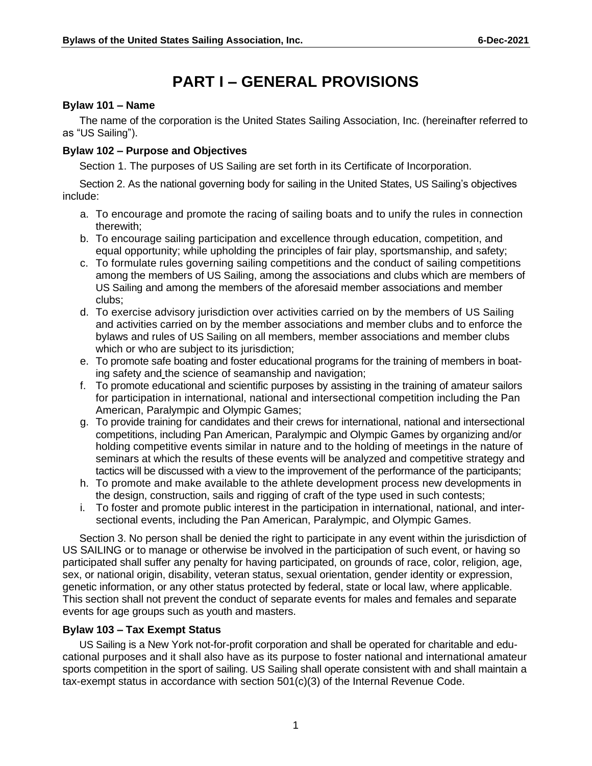# PART I – GENERAL PROVISIONS

### Bylaw 101 – Name

The name of the corporation is the United States Sailing Association, Inc. (hereinafter referred to as "US Sailing").

### Bylaw 102 – Purpose and Objectives

Section 1. The purposes of US Sailing are set forth in its Certificate of Incorporation.

Section 2. As the national governing body for sailing in the United States, US Sailing's objectives include:

a. To encourage and promote the racing of sailing boats and to unify the rules in connection therewith;
b. To encourage sailing participation and excellence through education, competition, and equal opportunity; while upholding the principles of fair play, sportsmanship, and safety;
c. To formulate rules governing sailing competitions and the conduct of sailing competitions among the members of US Sailing, among the associations and clubs which are members of US Sailing and among the members of the aforesaid member associations and member clubs;
d. To exercise advisory jurisdiction over activities carried on by the members of US Sailing and activities carried on by the member associations and member clubs and to enforce the bylaws and rules of US Sailing on all members, member associations and member clubs which or who are subject to its jurisdiction;
e. To promote safe boating and foster educational programs for the training of members in boating safety and the science of seamanship and navigation;
f. To promote educational and scientific purposes by assisting in the training of amateur sailors for participation in international, national and intersectional competition including the Pan American, Paralympic and Olympic Games;
g. To provide training for candidates and their crews for international, national and intersectional competitions, including Pan American, Paralympic and Olympic Games by organizing and/or holding competitive events similar in nature and to the holding of meetings in the nature of seminars at which the results of these events will be analyzed and competitive strategy and tactics will be discussed with a view to the improvement of the performance of the participants;
h. To promote and make available to the athlete development process new developments in the design, construction, sails and rigging of craft of the type used in such contests;
i. To foster and promote public interest in the participation in international, national, and intersectional events, including the Pan American, Paralympic, and Olympic Games.

Section 3. No person shall be denied the right to participate in any event within the jurisdiction of US SAILING or to manage or otherwise be involved in the participation of such event, or having so participated shall suffer any penalty for having participated, on grounds of race, color, religion, age, sex, or national origin, disability, veteran status, sexual orientation, gender identity or expression, genetic information, or any other status protected by federal, state or local law, where applicable. This section shall not prevent the conduct of separate events for males and females and separate events for age groups such as youth and masters.

### Bylaw 103 – Tax Exempt Status

US Sailing is a New York not-for-profit corporation and shall be operated for charitable and educational purposes and it shall also have as its purpose to foster national and international amateur sports competition in the sport of sailing. US Sailing shall operate consistent with and shall maintain a tax-exempt status in accordance with section 501(c)(3) of the Internal Revenue Code.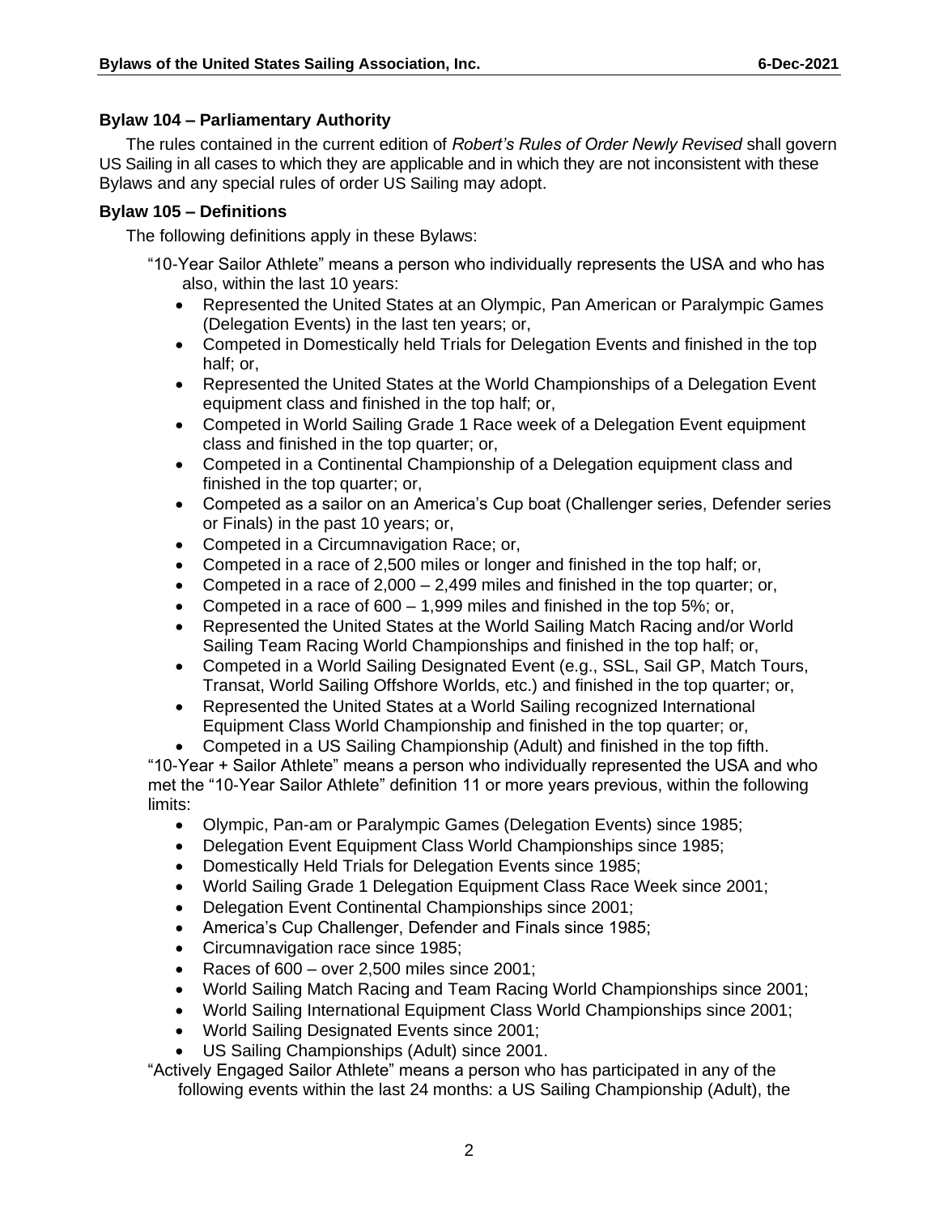### Bylaw 104 – Parliamentary Authority

The rules contained in the current edition of *Robert's Rules of Order Newly Revised* shall govern US Sailing in all cases to which they are applicable and in which they are not inconsistent with these Bylaws and any special rules of order US Sailing may adopt.

### Bylaw 105 – Definitions

The following definitions apply in these Bylaws:

"10-Year Sailor Athlete" means a person who individually represents the USA and who has also, within the last 10 years:

- Represented the United States at an Olympic, Pan American or Paralympic Games (Delegation Events) in the last ten years; or,
- Competed in Domestically held Trials for Delegation Events and finished in the top half; or,
- Represented the United States at the World Championships of a Delegation Event equipment class and finished in the top half; or,
- Competed in World Sailing Grade 1 Race week of a Delegation Event equipment class and finished in the top quarter; or,
- Competed in a Continental Championship of a Delegation equipment class and finished in the top quarter; or,
- Competed as a sailor on an America's Cup boat (Challenger series, Defender series or Finals) in the past 10 years; or,
- Competed in a Circumnavigation Race; or,
- Competed in a race of 2,500 miles or longer and finished in the top half; or,
- Competed in a race of 2,000 – 2,499 miles and finished in the top quarter; or,
- Competed in a race of 600 – 1,999 miles and finished in the top 5%; or,
- Represented the United States at the World Sailing Match Racing and/or World Sailing Team Racing World Championships and finished in the top half; or,
- Competed in a World Sailing Designated Event (e.g., SSL, Sail GP, Match Tours, Transat, World Sailing Offshore Worlds, etc.) and finished in the top quarter; or,
- Represented the United States at a World Sailing recognized International Equipment Class World Championship and finished in the top quarter; or,
- Competed in a US Sailing Championship (Adult) and finished in the top fifth.

"10-Year + Sailor Athlete" means a person who individually represented the USA and who met the "10-Year Sailor Athlete" definition 11 or more years previous, within the following limits:

- Olympic, Pan-am or Paralympic Games (Delegation Events) since 1985;
- Delegation Event Equipment Class World Championships since 1985;
- Domestically Held Trials for Delegation Events since 1985;
- World Sailing Grade 1 Delegation Equipment Class Race Week since 2001;
- Delegation Event Continental Championships since 2001;
- America's Cup Challenger, Defender and Finals since 1985;
- Circumnavigation race since 1985;
- Races of 600 – over 2,500 miles since 2001;
- World Sailing Match Racing and Team Racing World Championships since 2001;
- World Sailing International Equipment Class World Championships since 2001;
- World Sailing Designated Events since 2001;
- US Sailing Championships (Adult) since 2001.

"Actively Engaged Sailor Athlete" means a person who has participated in any of the following events within the last 24 months: a US Sailing Championship (Adult), the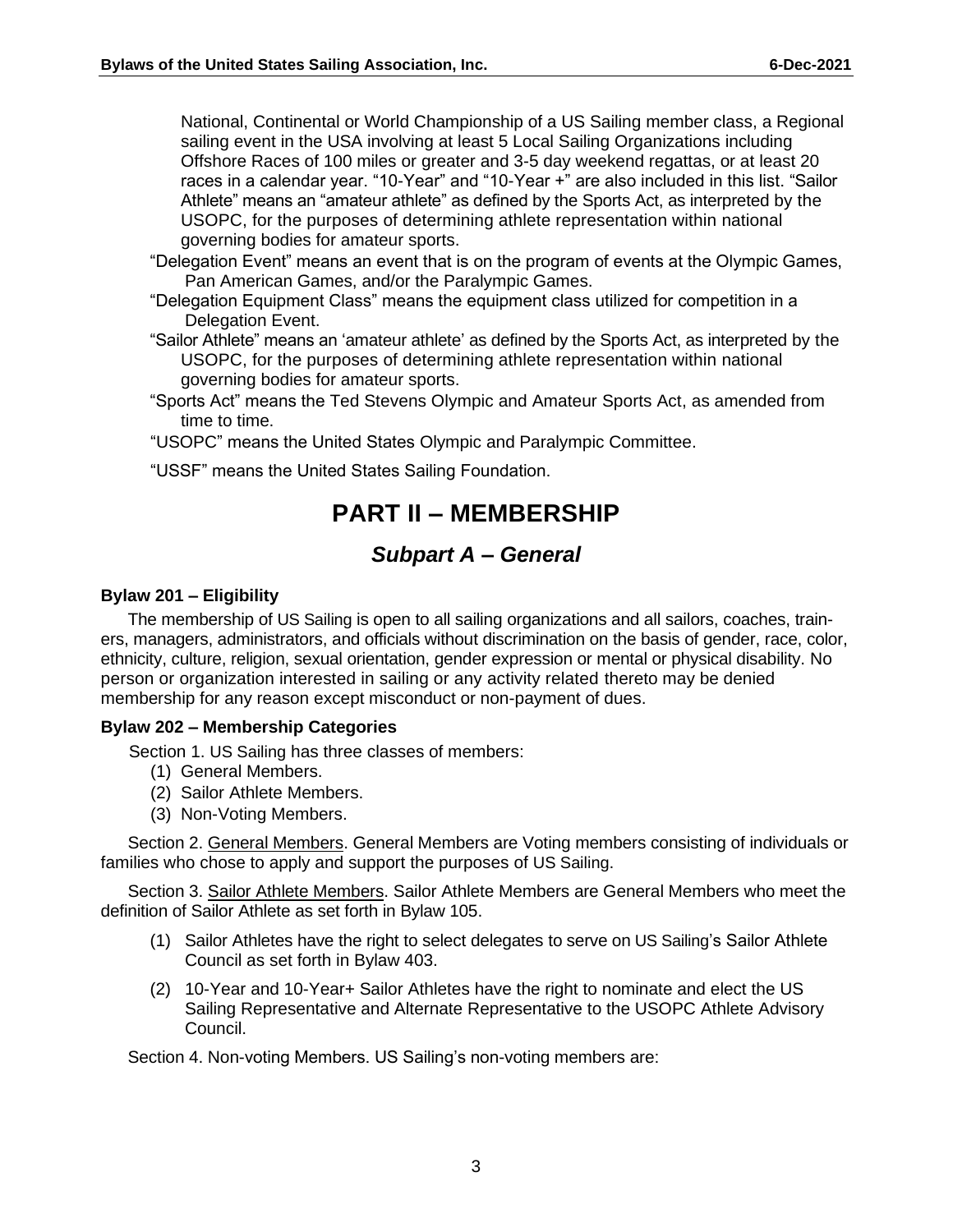National, Continental or World Championship of a US Sailing member class, a Regional sailing event in the USA involving at least 5 Local Sailing Organizations including Offshore Races of 100 miles or greater and 3-5 day weekend regattas, or at least 20 races in a calendar year. "10-Year" and "10-Year +" are also included in this list. "Sailor Athlete" means an "amateur athlete" as defined by the Sports Act, as interpreted by the USOPC, for the purposes of determining athlete representation within national governing bodies for amateur sports.

"Delegation Event" means an event that is on the program of events at the Olympic Games, Pan American Games, and/or the Paralympic Games.

"Delegation Equipment Class" means the equipment class utilized for competition in a Delegation Event.

"Sailor Athlete" means an 'amateur athlete' as defined by the Sports Act, as interpreted by the USOPC, for the purposes of determining athlete representation within national governing bodies for amateur sports.

"Sports Act" means the Ted Stevens Olympic and Amateur Sports Act, as amended from time to time.

"USOPC" means the United States Olympic and Paralympic Committee.

"USSF" means the United States Sailing Foundation.

# PART II – MEMBERSHIP

## *Subpart A – General*

### Bylaw 201 – Eligibility

The membership of US Sailing is open to all sailing organizations and all sailors, coaches, trainers, managers, administrators, and officials without discrimination on the basis of gender, race, color, ethnicity, culture, religion, sexual orientation, gender expression or mental or physical disability. No person or organization interested in sailing or any activity related thereto may be denied membership for any reason except misconduct or non-payment of dues.

### Bylaw 202 – Membership Categories

Section 1. US Sailing has three classes of members:

(1) General Members.
(2) Sailor Athlete Members.
(3) Non-Voting Members.

Section 2. General Members. General Members are Voting members consisting of individuals or families who chose to apply and support the purposes of US Sailing.

Section 3. Sailor Athlete Members. Sailor Athlete Members are General Members who meet the definition of Sailor Athlete as set forth in Bylaw 105.

(1) Sailor Athletes have the right to select delegates to serve on US Sailing's Sailor Athlete Council as set forth in Bylaw 403.

(2) 10-Year and 10-Year+ Sailor Athletes have the right to nominate and elect the US Sailing Representative and Alternate Representative to the USOPC Athlete Advisory Council.

Section 4. Non-voting Members. US Sailing's non-voting members are: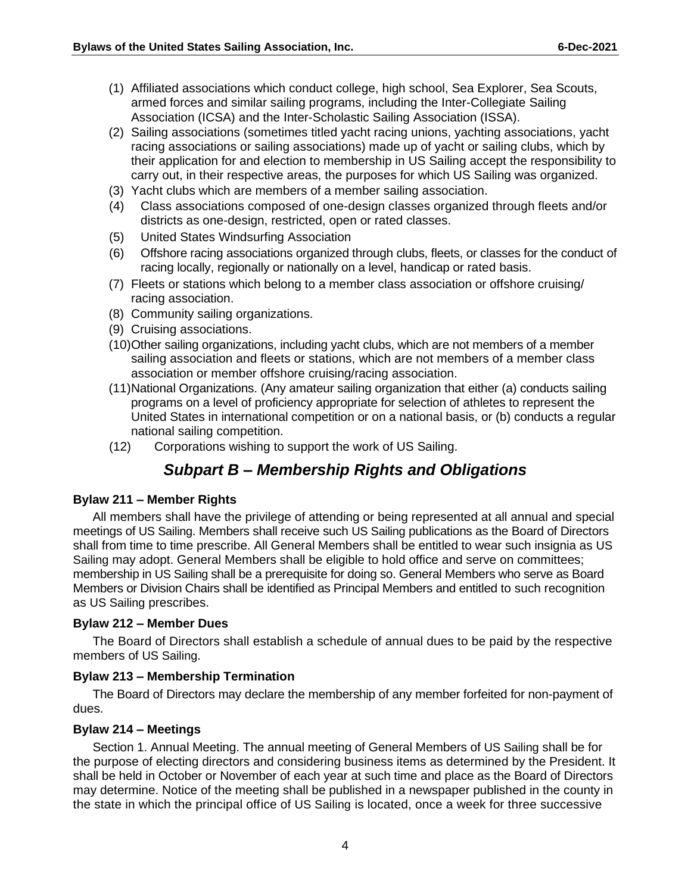(1) Affiliated associations which conduct college, high school, Sea Explorer, Sea Scouts, armed forces and similar sailing programs, including the Inter-Collegiate Sailing Association (ICSA) and the Inter-Scholastic Sailing Association (ISSA).
(2) Sailing associations (sometimes titled yacht racing unions, yachting associations, yacht racing associations or sailing associations) made up of yacht or sailing clubs, which by their application for and election to membership in US Sailing accept the responsibility to carry out, in their respective areas, the purposes for which US Sailing was organized.
(3) Yacht clubs which are members of a member sailing association.
(4) Class associations composed of one-design classes organized through fleets and/or districts as one-design, restricted, open or rated classes.
(5) United States Windsurfing Association
(6) Offshore racing associations organized through clubs, fleets, or classes for the conduct of racing locally, regionally or nationally on a level, handicap or rated basis.
(7) Fleets or stations which belong to a member class association or offshore cruising/ racing association.
(8) Community sailing organizations.
(9) Cruising associations.
(10) Other sailing organizations, including yacht clubs, which are not members of a member sailing association and fleets or stations, which are not members of a member class association or member offshore cruising/racing association.
(11) National Organizations. (Any amateur sailing organization that either (a) conducts sailing programs on a level of proficiency appropriate for selection of athletes to represent the United States in international competition or on a national basis, or (b) conducts a regular national sailing competition.
(12) Corporations wishing to support the work of US Sailing.

## *Subpart B – Membership Rights and Obligations*

**Bylaw 211 – Member Rights**

All members shall have the privilege of attending or being represented at all annual and special meetings of US Sailing. Members shall receive such US Sailing publications as the Board of Directors shall from time to time prescribe. All General Members shall be entitled to wear such insignia as US Sailing may adopt. General Members shall be eligible to hold office and serve on committees; membership in US Sailing shall be a prerequisite for doing so. General Members who serve as Board Members or Division Chairs shall be identified as Principal Members and entitled to such recognition as US Sailing prescribes.

**Bylaw 212 – Member Dues**

The Board of Directors shall establish a schedule of annual dues to be paid by the respective members of US Sailing.

**Bylaw 213 – Membership Termination**

The Board of Directors may declare the membership of any member forfeited for non-payment of dues.

**Bylaw 214 – Meetings**

Section 1. Annual Meeting. The annual meeting of General Members of US Sailing shall be for the purpose of electing directors and considering business items as determined by the President. It shall be held in October or November of each year at such time and place as the Board of Directors may determine. Notice of the meeting shall be published in a newspaper published in the county in the state in which the principal office of US Sailing is located, once a week for three successive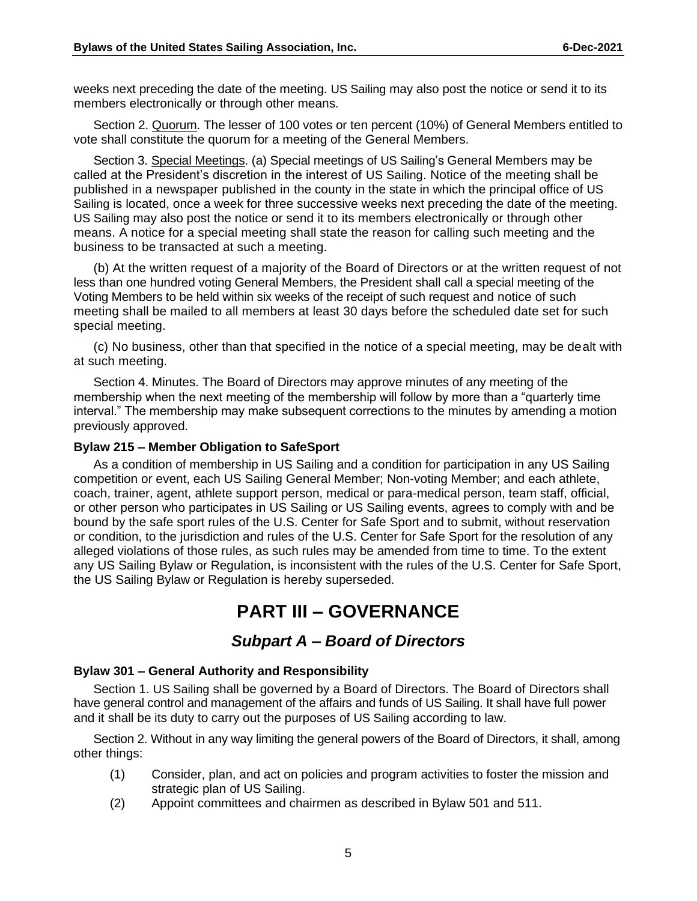weeks next preceding the date of the meeting. US Sailing may also post the notice or send it to its members electronically or through other means.

Section 2. Quorum. The lesser of 100 votes or ten percent (10%) of General Members entitled to vote shall constitute the quorum for a meeting of the General Members.

Section 3. Special Meetings. (a) Special meetings of US Sailing's General Members may be called at the President's discretion in the interest of US Sailing. Notice of the meeting shall be published in a newspaper published in the county in the state in which the principal office of US Sailing is located, once a week for three successive weeks next preceding the date of the meeting. US Sailing may also post the notice or send it to its members electronically or through other means. A notice for a special meeting shall state the reason for calling such meeting and the business to be transacted at such a meeting.

(b) At the written request of a majority of the Board of Directors or at the written request of not less than one hundred voting General Members, the President shall call a special meeting of the Voting Members to be held within six weeks of the receipt of such request and notice of such meeting shall be mailed to all members at least 30 days before the scheduled date set for such special meeting.

(c) No business, other than that specified in the notice of a special meeting, may be dealt with at such meeting.

Section 4. Minutes. The Board of Directors may approve minutes of any meeting of the membership when the next meeting of the membership will follow by more than a "quarterly time interval." The membership may make subsequent corrections to the minutes by amending a motion previously approved.

**Bylaw 215 – Member Obligation to SafeSport**

As a condition of membership in US Sailing and a condition for participation in any US Sailing competition or event, each US Sailing General Member; Non-voting Member; and each athlete, coach, trainer, agent, athlete support person, medical or para-medical person, team staff, official, or other person who participates in US Sailing or US Sailing events, agrees to comply with and be bound by the safe sport rules of the U.S. Center for Safe Sport and to submit, without reservation or condition, to the jurisdiction and rules of the U.S. Center for Safe Sport for the resolution of any alleged violations of those rules, as such rules may be amended from time to time. To the extent any US Sailing Bylaw or Regulation, is inconsistent with the rules of the U.S. Center for Safe Sport, the US Sailing Bylaw or Regulation is hereby superseded.

# PART III – GOVERNANCE

## *Subpart A – Board of Directors*

**Bylaw 301 – General Authority and Responsibility**

Section 1. US Sailing shall be governed by a Board of Directors. The Board of Directors shall have general control and management of the affairs and funds of US Sailing. It shall have full power and it shall be its duty to carry out the purposes of US Sailing according to law.

Section 2. Without in any way limiting the general powers of the Board of Directors, it shall, among other things:

(1) Consider, plan, and act on policies and program activities to foster the mission and strategic plan of US Sailing.

(2) Appoint committees and chairmen as described in Bylaw 501 and 511.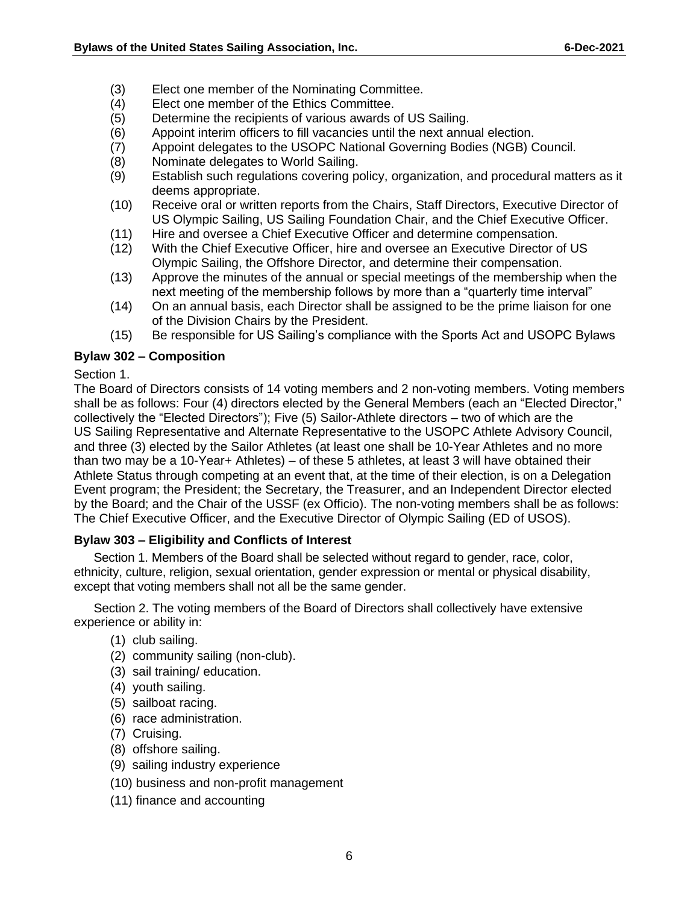(3) Elect one member of the Nominating Committee.
(4) Elect one member of the Ethics Committee.
(5) Determine the recipients of various awards of US Sailing.
(6) Appoint interim officers to fill vacancies until the next annual election.
(7) Appoint delegates to the USOPC National Governing Bodies (NGB) Council.
(8) Nominate delegates to World Sailing.
(9) Establish such regulations covering policy, organization, and procedural matters as it deems appropriate.
(10) Receive oral or written reports from the Chairs, Staff Directors, Executive Director of US Olympic Sailing, US Sailing Foundation Chair, and the Chief Executive Officer.
(11) Hire and oversee a Chief Executive Officer and determine compensation.
(12) With the Chief Executive Officer, hire and oversee an Executive Director of US Olympic Sailing, the Offshore Director, and determine their compensation.
(13) Approve the minutes of the annual or special meetings of the membership when the next meeting of the membership follows by more than a "quarterly time interval"
(14) On an annual basis, each Director shall be assigned to be the prime liaison for one of the Division Chairs by the President.
(15) Be responsible for US Sailing's compliance with the Sports Act and USOPC Bylaws

**Bylaw 302 – Composition**

Section 1.

The Board of Directors consists of 14 voting members and 2 non-voting members. Voting members shall be as follows: Four (4) directors elected by the General Members (each an "Elected Director," collectively the "Elected Directors"); Five (5) Sailor-Athlete directors – two of which are the US Sailing Representative and Alternate Representative to the USOPC Athlete Advisory Council, and three (3) elected by the Sailor Athletes (at least one shall be 10-Year Athletes and no more than two may be a 10-Year+ Athletes) – of these 5 athletes, at least 3 will have obtained their Athlete Status through competing at an event that, at the time of their election, is on a Delegation Event program; the President; the Secretary, the Treasurer, and an Independent Director elected by the Board; and the Chair of the USSF (ex Officio). The non-voting members shall be as follows: The Chief Executive Officer, and the Executive Director of Olympic Sailing (ED of USOS).

**Bylaw 303 – Eligibility and Conflicts of Interest**

Section 1. Members of the Board shall be selected without regard to gender, race, color, ethnicity, culture, religion, sexual orientation, gender expression or mental or physical disability, except that voting members shall not all be the same gender.

Section 2. The voting members of the Board of Directors shall collectively have extensive experience or ability in:

(1) club sailing.
(2) community sailing (non-club).
(3) sail training/ education.
(4) youth sailing.
(5) sailboat racing.
(6) race administration.
(7) Cruising.
(8) offshore sailing.
(9) sailing industry experience
(10) business and non-profit management
(11) finance and accounting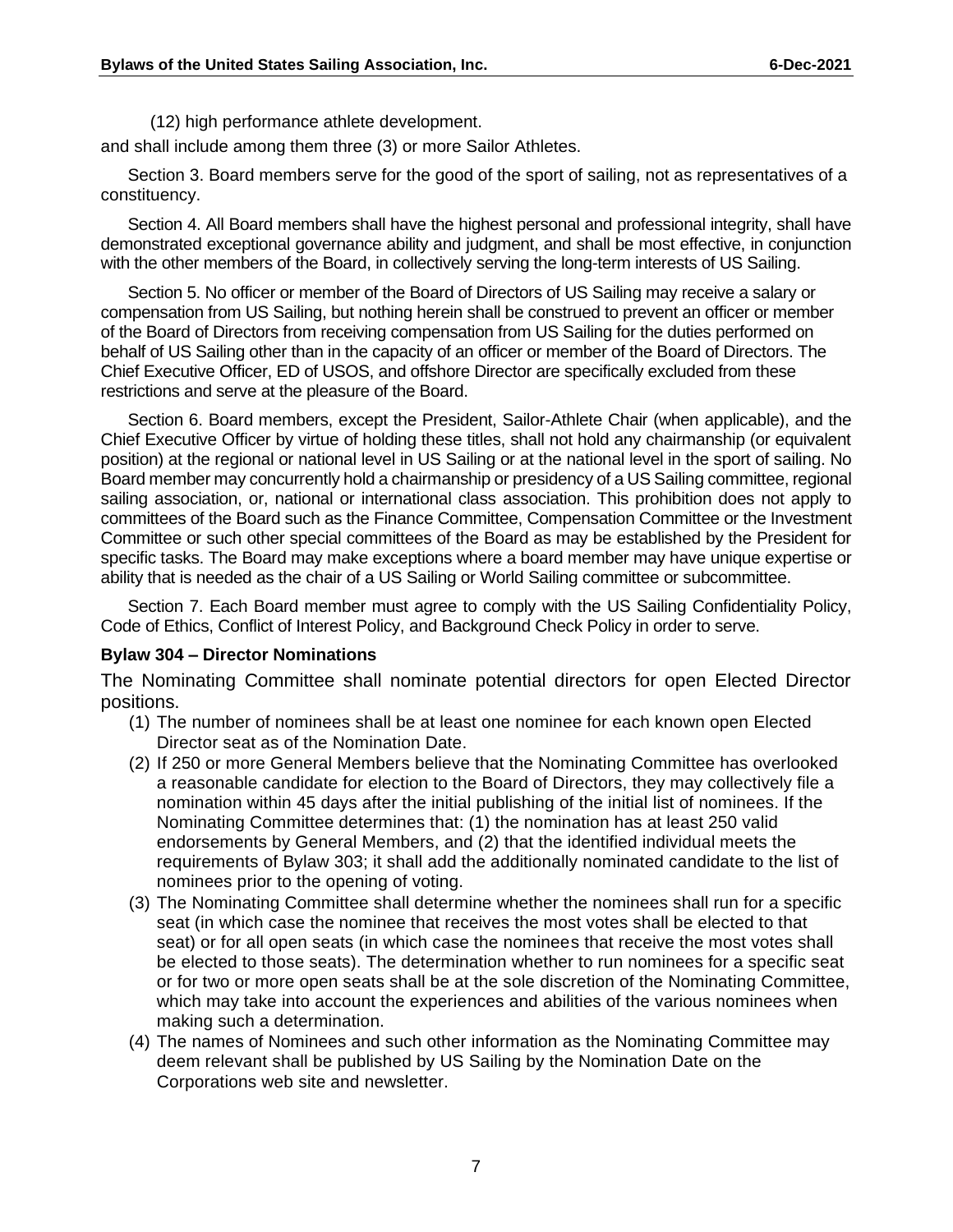(12) high performance athlete development.

and shall include among them three (3) or more Sailor Athletes.

Section 3. Board members serve for the good of the sport of sailing, not as representatives of a constituency.

Section 4. All Board members shall have the highest personal and professional integrity, shall have demonstrated exceptional governance ability and judgment, and shall be most effective, in conjunction with the other members of the Board, in collectively serving the long-term interests of US Sailing.

Section 5. No officer or member of the Board of Directors of US Sailing may receive a salary or compensation from US Sailing, but nothing herein shall be construed to prevent an officer or member of the Board of Directors from receiving compensation from US Sailing for the duties performed on behalf of US Sailing other than in the capacity of an officer or member of the Board of Directors. The Chief Executive Officer, ED of USOS, and offshore Director are specifically excluded from these restrictions and serve at the pleasure of the Board.

Section 6. Board members, except the President, Sailor-Athlete Chair (when applicable), and the Chief Executive Officer by virtue of holding these titles, shall not hold any chairmanship (or equivalent position) at the regional or national level in US Sailing or at the national level in the sport of sailing. No Board member may concurrently hold a chairmanship or presidency of a US Sailing committee, regional sailing association, or, national or international class association. This prohibition does not apply to committees of the Board such as the Finance Committee, Compensation Committee or the Investment Committee or such other special committees of the Board as may be established by the President for specific tasks. The Board may make exceptions where a board member may have unique expertise or ability that is needed as the chair of a US Sailing or World Sailing committee or subcommittee.

Section 7. Each Board member must agree to comply with the US Sailing Confidentiality Policy, Code of Ethics, Conflict of Interest Policy, and Background Check Policy in order to serve.

**Bylaw 304 – Director Nominations**

The Nominating Committee shall nominate potential directors for open Elected Director positions.

(1) The number of nominees shall be at least one nominee for each known open Elected Director seat as of the Nomination Date.

(2) If 250 or more General Members believe that the Nominating Committee has overlooked a reasonable candidate for election to the Board of Directors, they may collectively file a nomination within 45 days after the initial publishing of the initial list of nominees. If the Nominating Committee determines that: (1) the nomination has at least 250 valid endorsements by General Members, and (2) that the identified individual meets the requirements of Bylaw 303; it shall add the additionally nominated candidate to the list of nominees prior to the opening of voting.

(3) The Nominating Committee shall determine whether the nominees shall run for a specific seat (in which case the nominee that receives the most votes shall be elected to that seat) or for all open seats (in which case the nominees that receive the most votes shall be elected to those seats). The determination whether to run nominees for a specific seat or for two or more open seats shall be at the sole discretion of the Nominating Committee, which may take into account the experiences and abilities of the various nominees when making such a determination.

(4) The names of Nominees and such other information as the Nominating Committee may deem relevant shall be published by US Sailing by the Nomination Date on the Corporations web site and newsletter.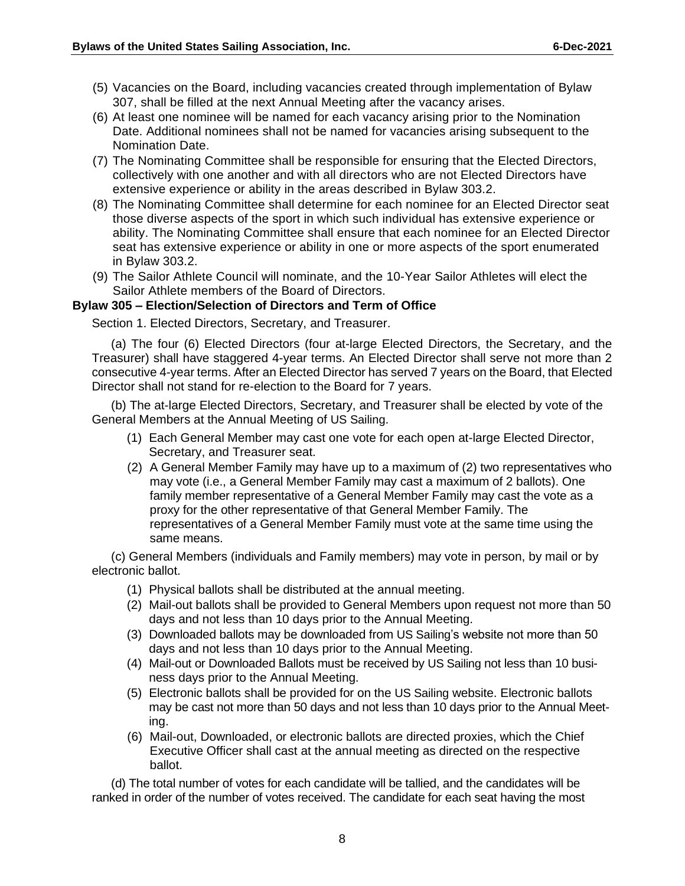(5) Vacancies on the Board, including vacancies created through implementation of Bylaw 307, shall be filled at the next Annual Meeting after the vacancy arises.

(6) At least one nominee will be named for each vacancy arising prior to the Nomination Date. Additional nominees shall not be named for vacancies arising subsequent to the Nomination Date.

(7) The Nominating Committee shall be responsible for ensuring that the Elected Directors, collectively with one another and with all directors who are not Elected Directors have extensive experience or ability in the areas described in Bylaw 303.2.

(8) The Nominating Committee shall determine for each nominee for an Elected Director seat those diverse aspects of the sport in which such individual has extensive experience or ability. The Nominating Committee shall ensure that each nominee for an Elected Director seat has extensive experience or ability in one or more aspects of the sport enumerated in Bylaw 303.2.

(9) The Sailor Athlete Council will nominate, and the 10-Year Sailor Athletes will elect the Sailor Athlete members of the Board of Directors.

**Bylaw 305 – Election/Selection of Directors and Term of Office**

Section 1. Elected Directors, Secretary, and Treasurer.

(a) The four (6) Elected Directors (four at-large Elected Directors, the Secretary, and the Treasurer) shall have staggered 4-year terms. An Elected Director shall serve not more than 2 consecutive 4-year terms. After an Elected Director has served 7 years on the Board, that Elected Director shall not stand for re-election to the Board for 7 years.

(b) The at-large Elected Directors, Secretary, and Treasurer shall be elected by vote of the General Members at the Annual Meeting of US Sailing.

(1) Each General Member may cast one vote for each open at-large Elected Director, Secretary, and Treasurer seat.

(2) A General Member Family may have up to a maximum of (2) two representatives who may vote (i.e., a General Member Family may cast a maximum of 2 ballots). One family member representative of a General Member Family may cast the vote as a proxy for the other representative of that General Member Family. The representatives of a General Member Family must vote at the same time using the same means.

(c) General Members (individuals and Family members) may vote in person, by mail or by electronic ballot.

(1) Physical ballots shall be distributed at the annual meeting.

(2) Mail-out ballots shall be provided to General Members upon request not more than 50 days and not less than 10 days prior to the Annual Meeting.

(3) Downloaded ballots may be downloaded from US Sailing's website not more than 50 days and not less than 10 days prior to the Annual Meeting.

(4) Mail-out or Downloaded Ballots must be received by US Sailing not less than 10 business days prior to the Annual Meeting.

(5) Electronic ballots shall be provided for on the US Sailing website. Electronic ballots may be cast not more than 50 days and not less than 10 days prior to the Annual Meeting.

(6) Mail-out, Downloaded, or electronic ballots are directed proxies, which the Chief Executive Officer shall cast at the annual meeting as directed on the respective ballot.

(d) The total number of votes for each candidate will be tallied, and the candidates will be ranked in order of the number of votes received. The candidate for each seat having the most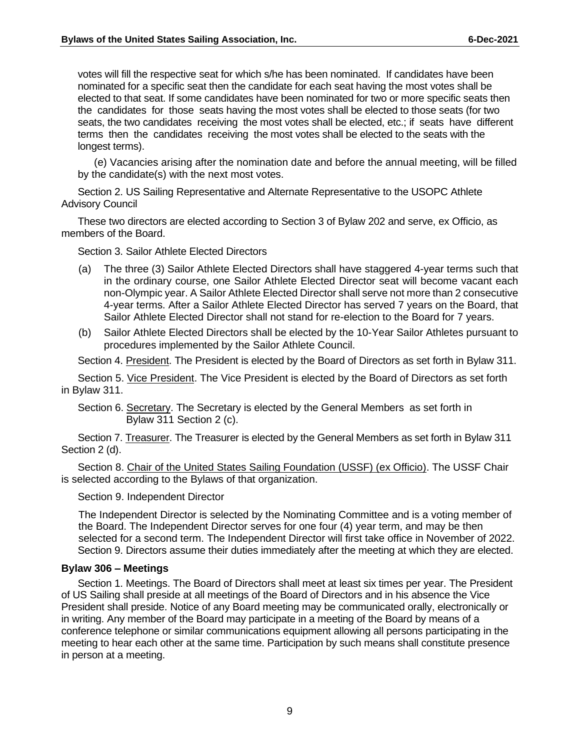votes will fill the respective seat for which s/he has been nominated. If candidates have been nominated for a specific seat then the candidate for each seat having the most votes shall be elected to that seat. If some candidates have been nominated for two or more specific seats then the candidates for those seats having the most votes shall be elected to those seats (for two seats, the two candidates receiving the most votes shall be elected, etc.; if seats have different terms then the candidates receiving the most votes shall be elected to the seats with the longest terms).

(e) Vacancies arising after the nomination date and before the annual meeting, will be filled by the candidate(s) with the next most votes.

Section 2. US Sailing Representative and Alternate Representative to the USOPC Athlete Advisory Council

These two directors are elected according to Section 3 of Bylaw 202 and serve, ex Officio, as members of the Board.

Section 3. Sailor Athlete Elected Directors

(a) The three (3) Sailor Athlete Elected Directors shall have staggered 4-year terms such that in the ordinary course, one Sailor Athlete Elected Director seat will become vacant each non-Olympic year. A Sailor Athlete Elected Director shall serve not more than 2 consecutive 4-year terms. After a Sailor Athlete Elected Director has served 7 years on the Board, that Sailor Athlete Elected Director shall not stand for re-election to the Board for 7 years.

(b) Sailor Athlete Elected Directors shall be elected by the 10-Year Sailor Athletes pursuant to procedures implemented by the Sailor Athlete Council.

Section 4. President. The President is elected by the Board of Directors as set forth in Bylaw 311.

Section 5. Vice President. The Vice President is elected by the Board of Directors as set forth in Bylaw 311.

Section 6. Secretary. The Secretary is elected by the General Members as set forth in Bylaw 311 Section 2 (c).

Section 7. Treasurer. The Treasurer is elected by the General Members as set forth in Bylaw 311 Section 2 (d).

Section 8. Chair of the United States Sailing Foundation (USSF) (ex Officio). The USSF Chair is selected according to the Bylaws of that organization.

Section 9. Independent Director

The Independent Director is selected by the Nominating Committee and is a voting member of the Board. The Independent Director serves for one four (4) year term, and may be then selected for a second term. The Independent Director will first take office in November of 2022. Section 9. Directors assume their duties immediately after the meeting at which they are elected.

### Bylaw 306 – Meetings

Section 1. Meetings. The Board of Directors shall meet at least six times per year. The President of US Sailing shall preside at all meetings of the Board of Directors and in his absence the Vice President shall preside. Notice of any Board meeting may be communicated orally, electronically or in writing. Any member of the Board may participate in a meeting of the Board by means of a conference telephone or similar communications equipment allowing all persons participating in the meeting to hear each other at the same time. Participation by such means shall constitute presence in person at a meeting.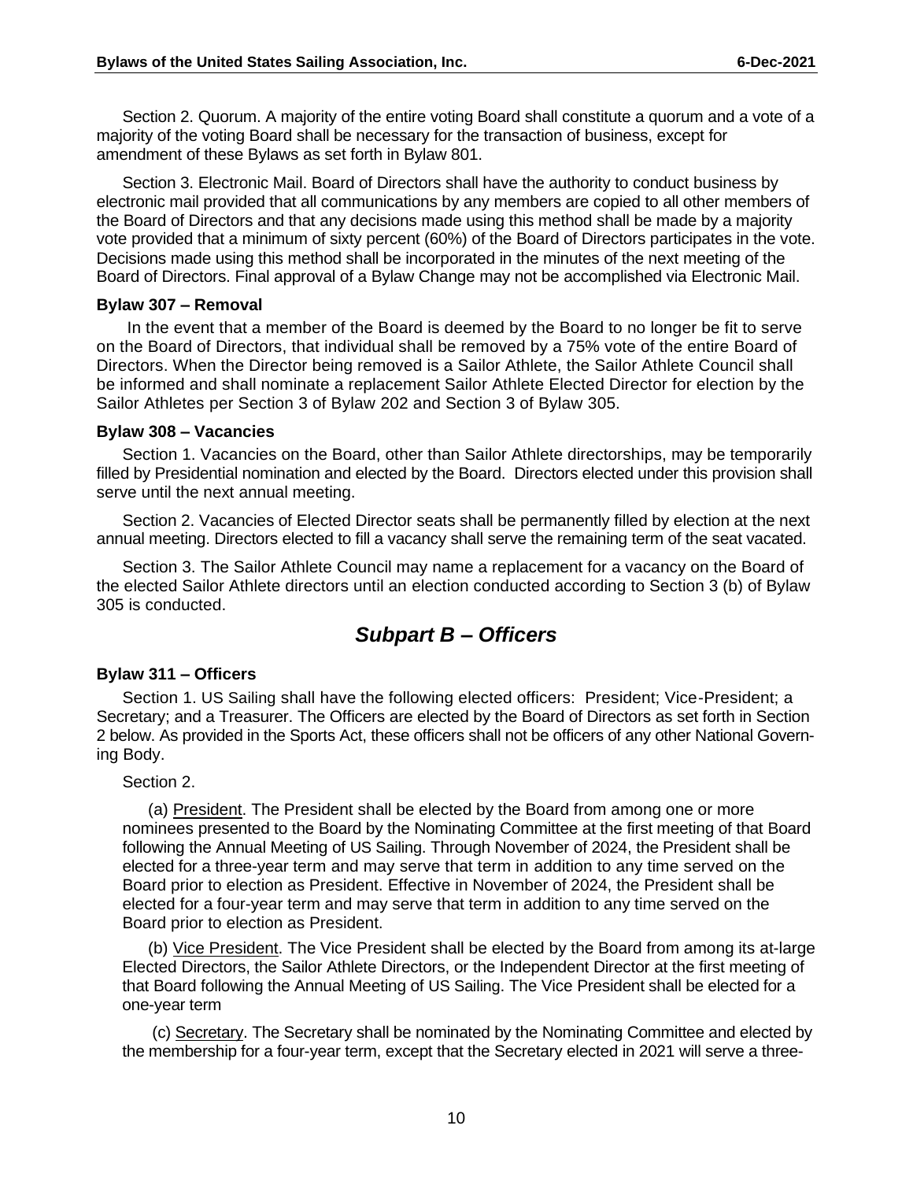Section 2. Quorum. A majority of the entire voting Board shall constitute a quorum and a vote of a majority of the voting Board shall be necessary for the transaction of business, except for amendment of these Bylaws as set forth in Bylaw 801.

Section 3. Electronic Mail. Board of Directors shall have the authority to conduct business by electronic mail provided that all communications by any members are copied to all other members of the Board of Directors and that any decisions made using this method shall be made by a majority vote provided that a minimum of sixty percent (60%) of the Board of Directors participates in the vote. Decisions made using this method shall be incorporated in the minutes of the next meeting of the Board of Directors. Final approval of a Bylaw Change may not be accomplished via Electronic Mail.

**Bylaw 307 – Removal**

In the event that a member of the Board is deemed by the Board to no longer be fit to serve on the Board of Directors, that individual shall be removed by a 75% vote of the entire Board of Directors. When the Director being removed is a Sailor Athlete, the Sailor Athlete Council shall be informed and shall nominate a replacement Sailor Athlete Elected Director for election by the Sailor Athletes per Section 3 of Bylaw 202 and Section 3 of Bylaw 305.

**Bylaw 308 – Vacancies**

Section 1. Vacancies on the Board, other than Sailor Athlete directorships, may be temporarily filled by Presidential nomination and elected by the Board. Directors elected under this provision shall serve until the next annual meeting.

Section 2. Vacancies of Elected Director seats shall be permanently filled by election at the next annual meeting. Directors elected to fill a vacancy shall serve the remaining term of the seat vacated.

Section 3. The Sailor Athlete Council may name a replacement for a vacancy on the Board of the elected Sailor Athlete directors until an election conducted according to Section 3 (b) of Bylaw 305 is conducted.

## *Subpart B – Officers*

**Bylaw 311 – Officers**

Section 1. US Sailing shall have the following elected officers: President; Vice-President; a Secretary; and a Treasurer. The Officers are elected by the Board of Directors as set forth in Section 2 below. As provided in the Sports Act, these officers shall not be officers of any other National Governing Body.

Section 2.

(a) President. The President shall be elected by the Board from among one or more nominees presented to the Board by the Nominating Committee at the first meeting of that Board following the Annual Meeting of US Sailing. Through November of 2024, the President shall be elected for a three-year term and may serve that term in addition to any time served on the Board prior to election as President. Effective in November of 2024, the President shall be elected for a four-year term and may serve that term in addition to any time served on the Board prior to election as President.

(b) Vice President. The Vice President shall be elected by the Board from among its at-large Elected Directors, the Sailor Athlete Directors, or the Independent Director at the first meeting of that Board following the Annual Meeting of US Sailing. The Vice President shall be elected for a one-year term

(c) Secretary. The Secretary shall be nominated by the Nominating Committee and elected by the membership for a four-year term, except that the Secretary elected in 2021 will serve a three-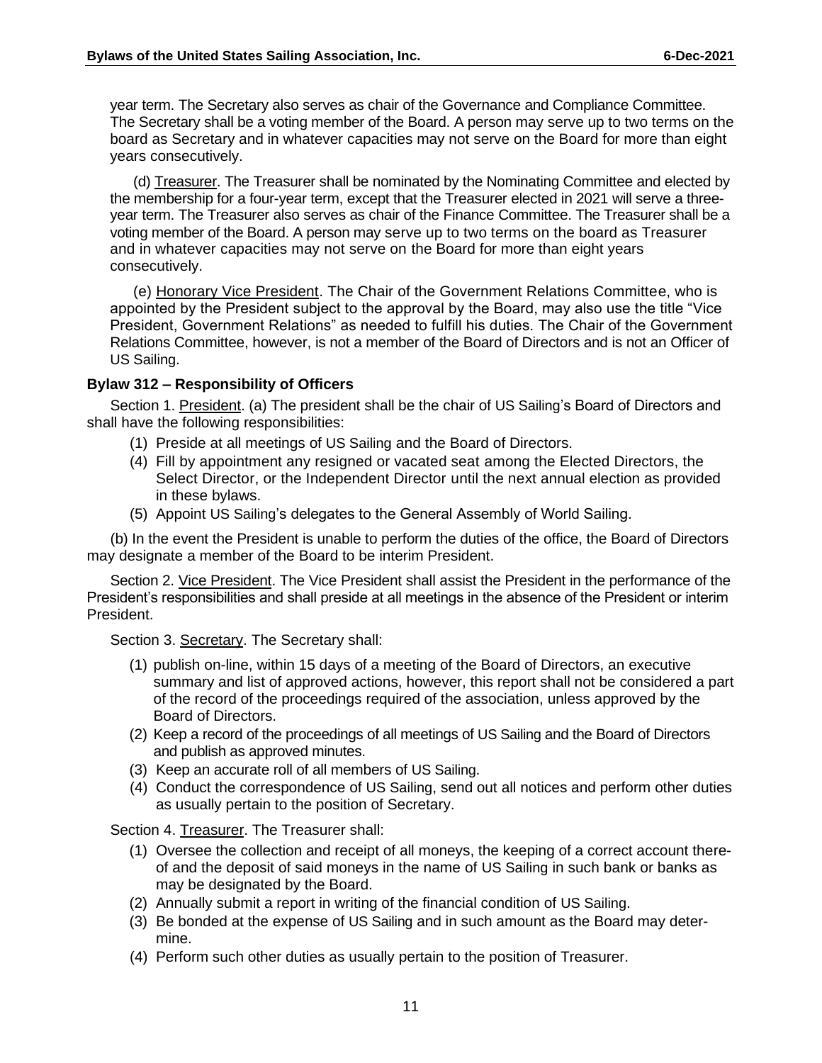year term. The Secretary also serves as chair of the Governance and Compliance Committee. The Secretary shall be a voting member of the Board. A person may serve up to two terms on the board as Secretary and in whatever capacities may not serve on the Board for more than eight years consecutively.

(d) Treasurer. The Treasurer shall be nominated by the Nominating Committee and elected by the membership for a four-year term, except that the Treasurer elected in 2021 will serve a three-year term. The Treasurer also serves as chair of the Finance Committee. The Treasurer shall be a voting member of the Board. A person may serve up to two terms on the board as Treasurer and in whatever capacities may not serve on the Board for more than eight years consecutively.

(e) Honorary Vice President. The Chair of the Government Relations Committee, who is appointed by the President subject to the approval by the Board, may also use the title "Vice President, Government Relations" as needed to fulfill his duties. The Chair of the Government Relations Committee, however, is not a member of the Board of Directors and is not an Officer of US Sailing.

**Bylaw 312 – Responsibility of Officers**

Section 1. President. (a) The president shall be the chair of US Sailing's Board of Directors and shall have the following responsibilities:

(1) Preside at all meetings of US Sailing and the Board of Directors.
(4) Fill by appointment any resigned or vacated seat among the Elected Directors, the Select Director, or the Independent Director until the next annual election as provided in these bylaws.
(5) Appoint US Sailing's delegates to the General Assembly of World Sailing.

(b) In the event the President is unable to perform the duties of the office, the Board of Directors may designate a member of the Board to be interim President.

Section 2. Vice President. The Vice President shall assist the President in the performance of the President's responsibilities and shall preside at all meetings in the absence of the President or interim President.

Section 3. Secretary. The Secretary shall:

(1) publish on-line, within 15 days of a meeting of the Board of Directors, an executive summary and list of approved actions, however, this report shall not be considered a part of the record of the proceedings required of the association, unless approved by the Board of Directors.
(2) Keep a record of the proceedings of all meetings of US Sailing and the Board of Directors and publish as approved minutes.
(3) Keep an accurate roll of all members of US Sailing.
(4) Conduct the correspondence of US Sailing, send out all notices and perform other duties as usually pertain to the position of Secretary.

Section 4. Treasurer. The Treasurer shall:

(1) Oversee the collection and receipt of all moneys, the keeping of a correct account thereof and the deposit of said moneys in the name of US Sailing in such bank or banks as may be designated by the Board.
(2) Annually submit a report in writing of the financial condition of US Sailing.
(3) Be bonded at the expense of US Sailing and in such amount as the Board may determine.
(4) Perform such other duties as usually pertain to the position of Treasurer.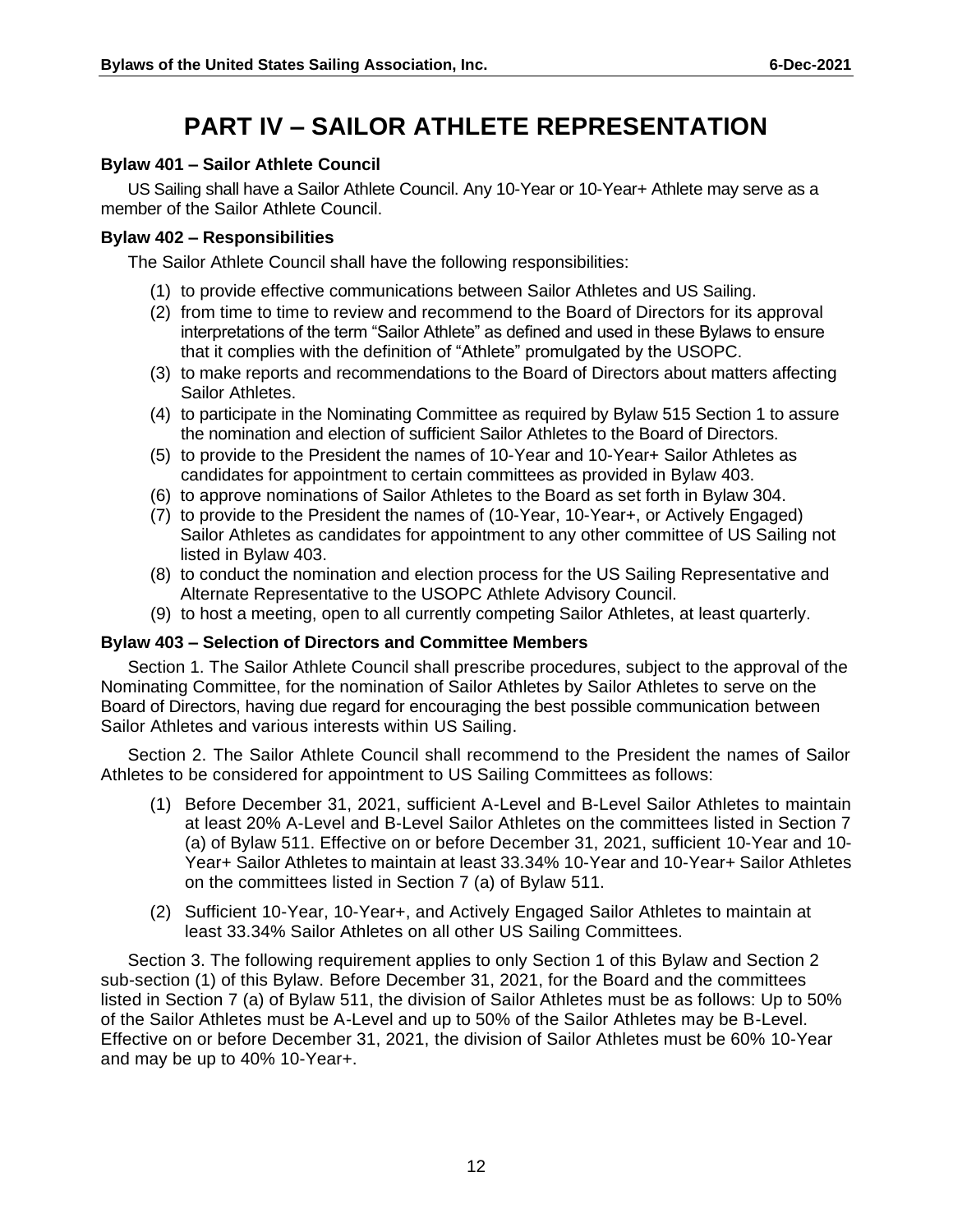# PART IV – SAILOR ATHLETE REPRESENTATION

### Bylaw 401 – Sailor Athlete Council

US Sailing shall have a Sailor Athlete Council. Any 10-Year or 10-Year+ Athlete may serve as a member of the Sailor Athlete Council.

### Bylaw 402 – Responsibilities

The Sailor Athlete Council shall have the following responsibilities:

(1) to provide effective communications between Sailor Athletes and US Sailing.
(2) from time to time to review and recommend to the Board of Directors for its approval interpretations of the term "Sailor Athlete" as defined and used in these Bylaws to ensure that it complies with the definition of "Athlete" promulgated by the USOPC.
(3) to make reports and recommendations to the Board of Directors about matters affecting Sailor Athletes.
(4) to participate in the Nominating Committee as required by Bylaw 515 Section 1 to assure the nomination and election of sufficient Sailor Athletes to the Board of Directors.
(5) to provide to the President the names of 10-Year and 10-Year+ Sailor Athletes as candidates for appointment to certain committees as provided in Bylaw 403.
(6) to approve nominations of Sailor Athletes to the Board as set forth in Bylaw 304.
(7) to provide to the President the names of (10-Year, 10-Year+, or Actively Engaged) Sailor Athletes as candidates for appointment to any other committee of US Sailing not listed in Bylaw 403.
(8) to conduct the nomination and election process for the US Sailing Representative and Alternate Representative to the USOPC Athlete Advisory Council.
(9) to host a meeting, open to all currently competing Sailor Athletes, at least quarterly.

### Bylaw 403 – Selection of Directors and Committee Members

Section 1. The Sailor Athlete Council shall prescribe procedures, subject to the approval of the Nominating Committee, for the nomination of Sailor Athletes by Sailor Athletes to serve on the Board of Directors, having due regard for encouraging the best possible communication between Sailor Athletes and various interests within US Sailing.

Section 2. The Sailor Athlete Council shall recommend to the President the names of Sailor Athletes to be considered for appointment to US Sailing Committees as follows:

(1) Before December 31, 2021, sufficient A-Level and B-Level Sailor Athletes to maintain at least 20% A-Level and B-Level Sailor Athletes on the committees listed in Section 7 (a) of Bylaw 511. Effective on or before December 31, 2021, sufficient 10-Year and 10-Year+ Sailor Athletes to maintain at least 33.34% 10-Year and 10-Year+ Sailor Athletes on the committees listed in Section 7 (a) of Bylaw 511.

(2) Sufficient 10-Year, 10-Year+, and Actively Engaged Sailor Athletes to maintain at least 33.34% Sailor Athletes on all other US Sailing Committees.

Section 3. The following requirement applies to only Section 1 of this Bylaw and Section 2 sub-section (1) of this Bylaw. Before December 31, 2021, for the Board and the committees listed in Section 7 (a) of Bylaw 511, the division of Sailor Athletes must be as follows: Up to 50% of the Sailor Athletes must be A-Level and up to 50% of the Sailor Athletes may be B-Level. Effective on or before December 31, 2021, the division of Sailor Athletes must be 60% 10-Year and may be up to 40% 10-Year+.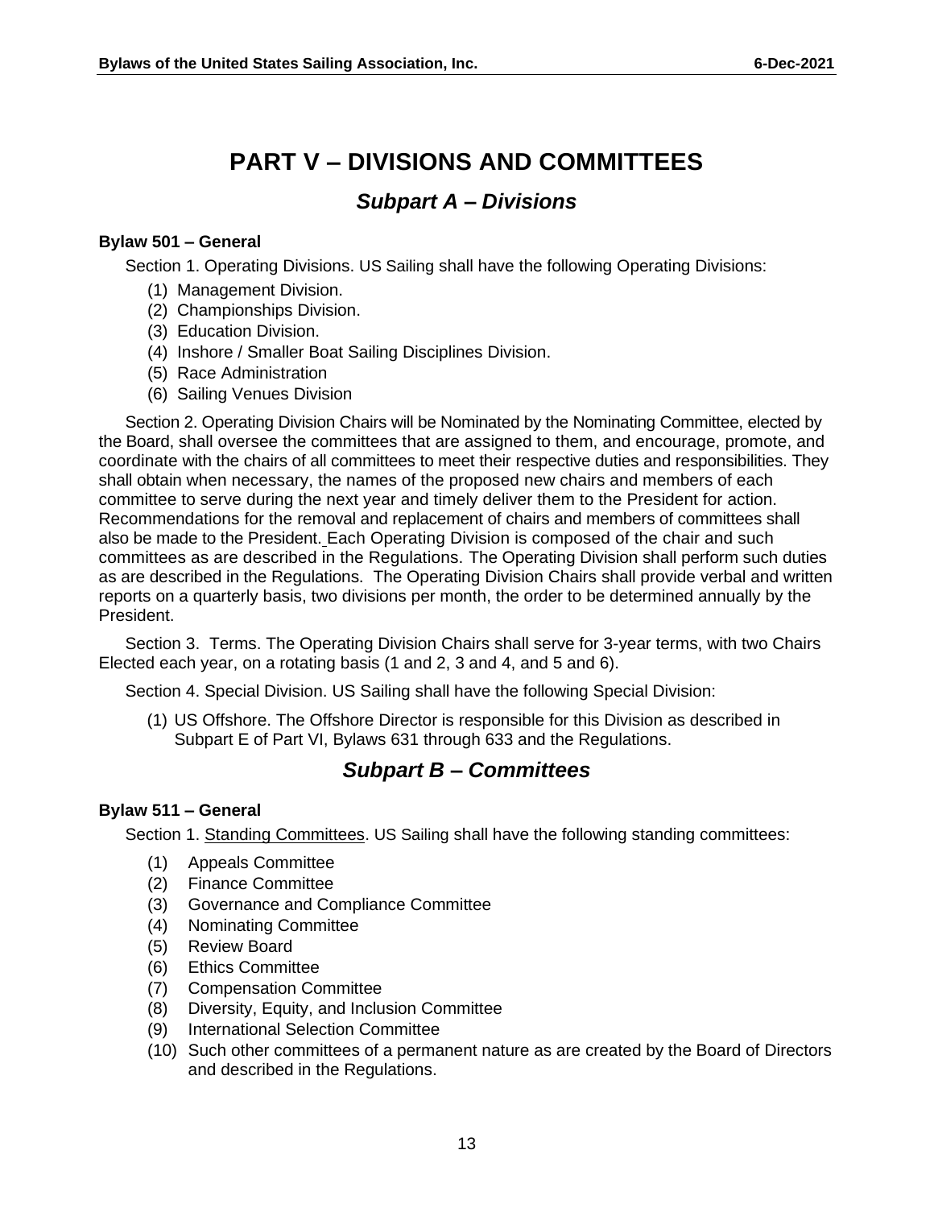# PART V – DIVISIONS AND COMMITTEES

## *Subpart A – Divisions*

**Bylaw 501 – General**

Section 1. Operating Divisions. US Sailing shall have the following Operating Divisions:

(1) Management Division.
(2) Championships Division.
(3) Education Division.
(4) Inshore / Smaller Boat Sailing Disciplines Division.
(5) Race Administration
(6) Sailing Venues Division

Section 2. Operating Division Chairs will be Nominated by the Nominating Committee, elected by the Board, shall oversee the committees that are assigned to them, and encourage, promote, and coordinate with the chairs of all committees to meet their respective duties and responsibilities. They shall obtain when necessary, the names of the proposed new chairs and members of each committee to serve during the next year and timely deliver them to the President for action. Recommendations for the removal and replacement of chairs and members of committees shall also be made to the President. Each Operating Division is composed of the chair and such committees as are described in the Regulations. The Operating Division shall perform such duties as are described in the Regulations. The Operating Division Chairs shall provide verbal and written reports on a quarterly basis, two divisions per month, the order to be determined annually by the President.

Section 3. Terms. The Operating Division Chairs shall serve for 3-year terms, with two Chairs Elected each year, on a rotating basis (1 and 2, 3 and 4, and 5 and 6).

Section 4. Special Division. US Sailing shall have the following Special Division:

(1) US Offshore. The Offshore Director is responsible for this Division as described in Subpart E of Part VI, Bylaws 631 through 633 and the Regulations.

## *Subpart B – Committees*

**Bylaw 511 – General**

Section 1. Standing Committees. US Sailing shall have the following standing committees:

(1) Appeals Committee
(2) Finance Committee
(3) Governance and Compliance Committee
(4) Nominating Committee
(5) Review Board
(6) Ethics Committee
(7) Compensation Committee
(8) Diversity, Equity, and Inclusion Committee
(9) International Selection Committee
(10) Such other committees of a permanent nature as are created by the Board of Directors and described in the Regulations.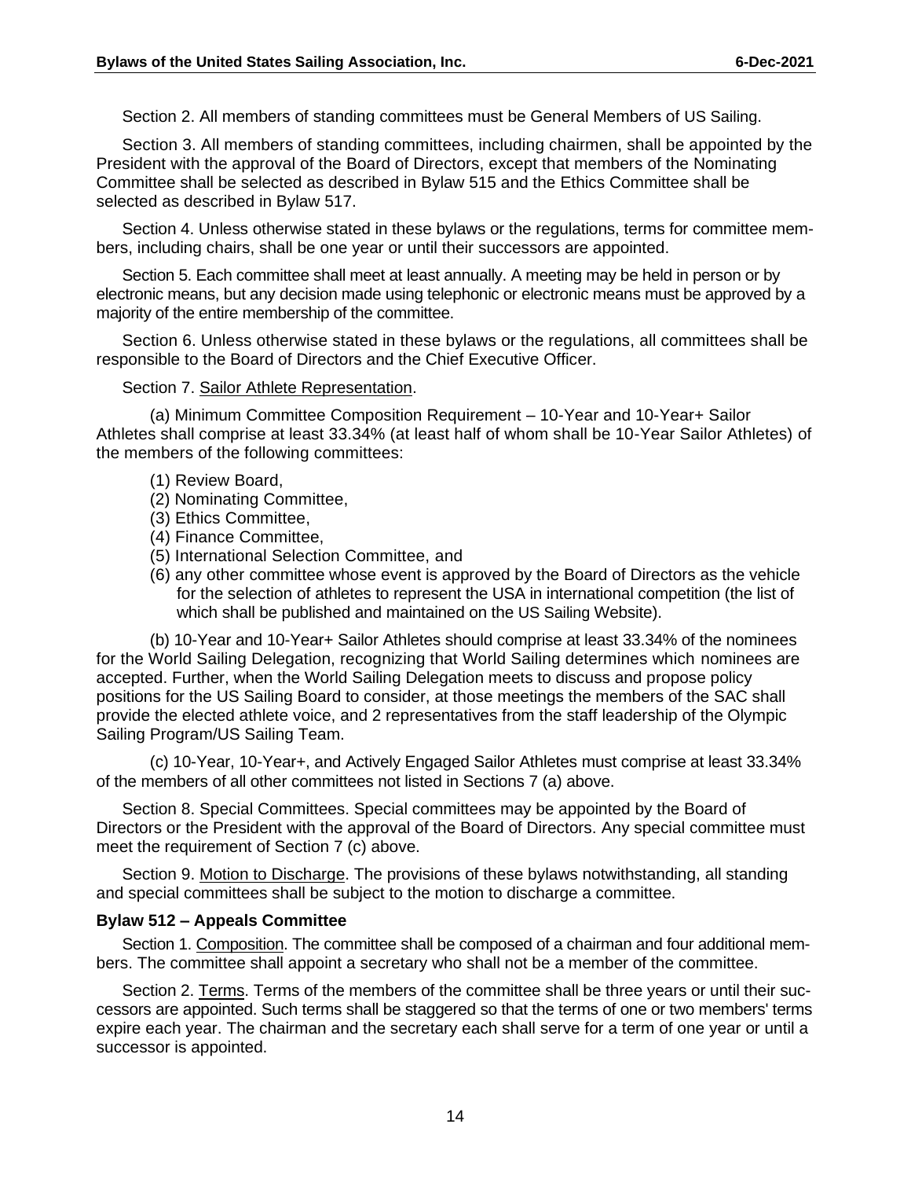Section 2. All members of standing committees must be General Members of US Sailing.

Section 3. All members of standing committees, including chairmen, shall be appointed by the President with the approval of the Board of Directors, except that members of the Nominating Committee shall be selected as described in Bylaw 515 and the Ethics Committee shall be selected as described in Bylaw 517.

Section 4. Unless otherwise stated in these bylaws or the regulations, terms for committee members, including chairs, shall be one year or until their successors are appointed.

Section 5. Each committee shall meet at least annually. A meeting may be held in person or by electronic means, but any decision made using telephonic or electronic means must be approved by a majority of the entire membership of the committee.

Section 6. Unless otherwise stated in these bylaws or the regulations, all committees shall be responsible to the Board of Directors and the Chief Executive Officer.

Section 7. Sailor Athlete Representation.

(a) Minimum Committee Composition Requirement – 10-Year and 10-Year+ Sailor Athletes shall comprise at least 33.34% (at least half of whom shall be 10-Year Sailor Athletes) of the members of the following committees:

(1) Review Board,
(2) Nominating Committee,
(3) Ethics Committee,
(4) Finance Committee,
(5) International Selection Committee, and
(6) any other committee whose event is approved by the Board of Directors as the vehicle for the selection of athletes to represent the USA in international competition (the list of which shall be published and maintained on the US Sailing Website).

(b) 10-Year and 10-Year+ Sailor Athletes should comprise at least 33.34% of the nominees for the World Sailing Delegation, recognizing that World Sailing determines which nominees are accepted. Further, when the World Sailing Delegation meets to discuss and propose policy positions for the US Sailing Board to consider, at those meetings the members of the SAC shall provide the elected athlete voice, and 2 representatives from the staff leadership of the Olympic Sailing Program/US Sailing Team.

(c) 10-Year, 10-Year+, and Actively Engaged Sailor Athletes must comprise at least 33.34% of the members of all other committees not listed in Sections 7 (a) above.

Section 8. Special Committees. Special committees may be appointed by the Board of Directors or the President with the approval of the Board of Directors. Any special committee must meet the requirement of Section 7 (c) above.

Section 9. Motion to Discharge. The provisions of these bylaws notwithstanding, all standing and special committees shall be subject to the motion to discharge a committee.

**Bylaw 512 – Appeals Committee**

Section 1. Composition. The committee shall be composed of a chairman and four additional members. The committee shall appoint a secretary who shall not be a member of the committee.

Section 2. Terms. Terms of the members of the committee shall be three years or until their successors are appointed. Such terms shall be staggered so that the terms of one or two members' terms expire each year. The chairman and the secretary each shall serve for a term of one year or until a successor is appointed.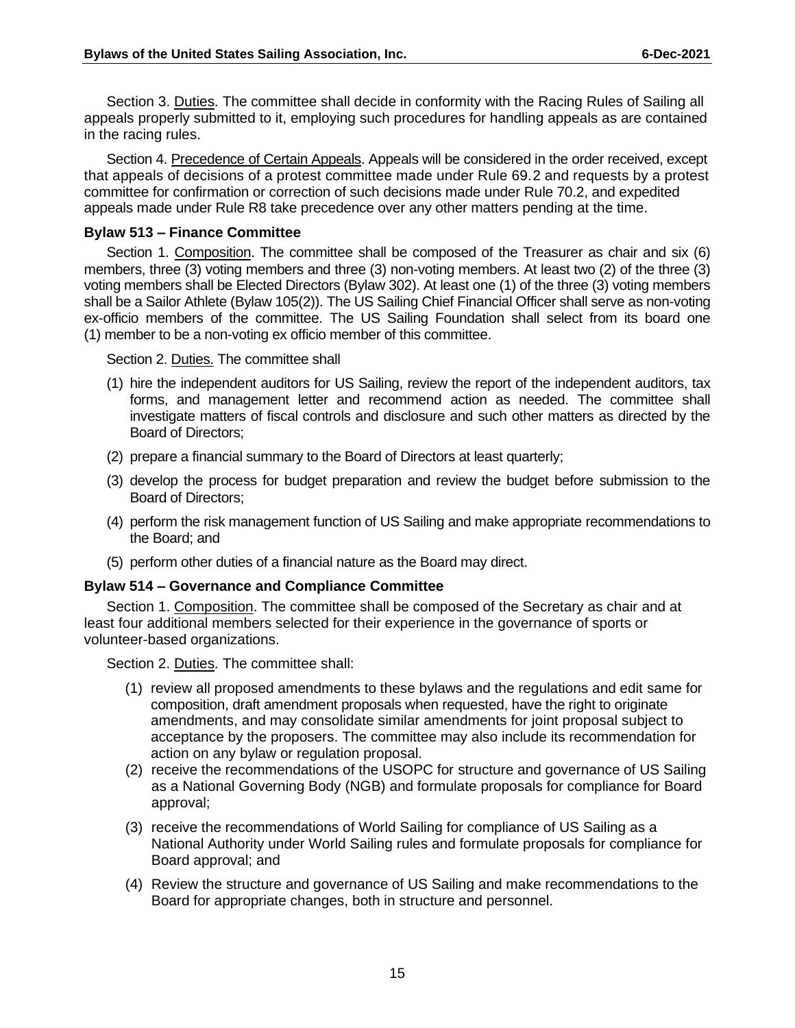Section 3. Duties. The committee shall decide in conformity with the Racing Rules of Sailing all appeals properly submitted to it, employing such procedures for handling appeals as are contained in the racing rules.

Section 4. Precedence of Certain Appeals. Appeals will be considered in the order received, except that appeals of decisions of a protest committee made under Rule 69.2 and requests by a protest committee for confirmation or correction of such decisions made under Rule 70.2, and expedited appeals made under Rule R8 take precedence over any other matters pending at the time.

**Bylaw 513 – Finance Committee**

Section 1. Composition. The committee shall be composed of the Treasurer as chair and six (6) members, three (3) voting members and three (3) non-voting members. At least two (2) of the three (3) voting members shall be Elected Directors (Bylaw 302). At least one (1) of the three (3) voting members shall be a Sailor Athlete (Bylaw 105(2)). The US Sailing Chief Financial Officer shall serve as non-voting ex-officio members of the committee. The US Sailing Foundation shall select from its board one (1) member to be a non-voting ex officio member of this committee.

Section 2. Duties. The committee shall

(1) hire the independent auditors for US Sailing, review the report of the independent auditors, tax forms, and management letter and recommend action as needed. The committee shall investigate matters of fiscal controls and disclosure and such other matters as directed by the Board of Directors;

(2) prepare a financial summary to the Board of Directors at least quarterly;

(3) develop the process for budget preparation and review the budget before submission to the Board of Directors;

(4) perform the risk management function of US Sailing and make appropriate recommendations to the Board; and

(5) perform other duties of a financial nature as the Board may direct.

**Bylaw 514 – Governance and Compliance Committee**

Section 1. Composition. The committee shall be composed of the Secretary as chair and at least four additional members selected for their experience in the governance of sports or volunteer-based organizations.

Section 2. Duties. The committee shall:

(1) review all proposed amendments to these bylaws and the regulations and edit same for composition, draft amendment proposals when requested, have the right to originate amendments, and may consolidate similar amendments for joint proposal subject to acceptance by the proposers. The committee may also include its recommendation for action on any bylaw or regulation proposal.

(2) receive the recommendations of the USOPC for structure and governance of US Sailing as a National Governing Body (NGB) and formulate proposals for compliance for Board approval;

(3) receive the recommendations of World Sailing for compliance of US Sailing as a National Authority under World Sailing rules and formulate proposals for compliance for Board approval; and

(4) Review the structure and governance of US Sailing and make recommendations to the Board for appropriate changes, both in structure and personnel.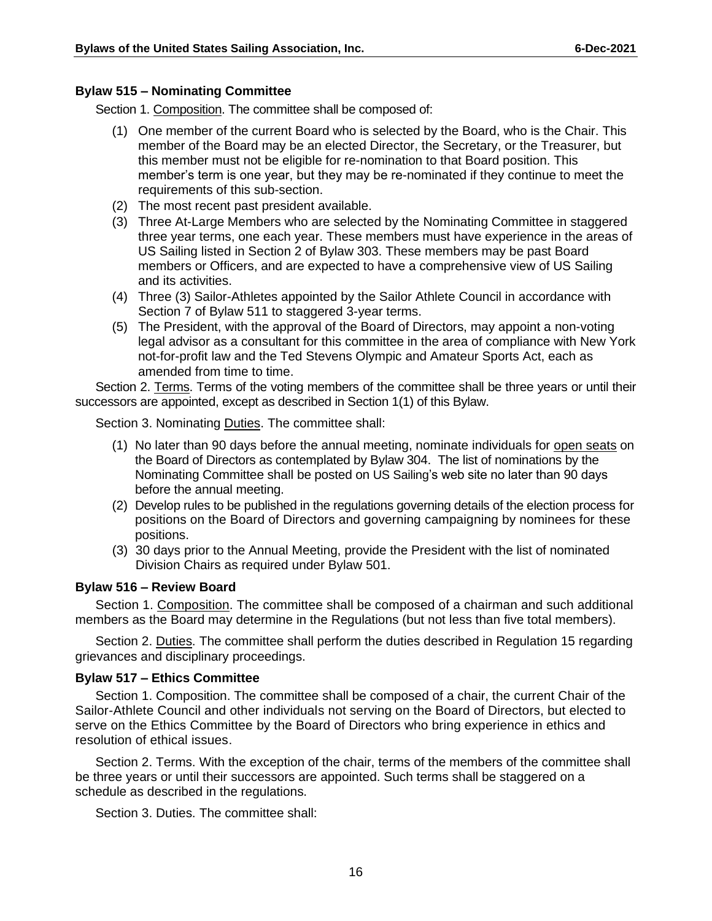### Bylaw 515 – Nominating Committee

Section 1. Composition. The committee shall be composed of:

(1) One member of the current Board who is selected by the Board, who is the Chair. This member of the Board may be an elected Director, the Secretary, or the Treasurer, but this member must not be eligible for re-nomination to that Board position. This member's term is one year, but they may be re-nominated if they continue to meet the requirements of this sub-section.

(2) The most recent past president available.

(3) Three At-Large Members who are selected by the Nominating Committee in staggered three year terms, one each year. These members must have experience in the areas of US Sailing listed in Section 2 of Bylaw 303. These members may be past Board members or Officers, and are expected to have a comprehensive view of US Sailing and its activities.

(4) Three (3) Sailor-Athletes appointed by the Sailor Athlete Council in accordance with Section 7 of Bylaw 511 to staggered 3-year terms.

(5) The President, with the approval of the Board of Directors, may appoint a non-voting legal advisor as a consultant for this committee in the area of compliance with New York not-for-profit law and the Ted Stevens Olympic and Amateur Sports Act, each as amended from time to time.

Section 2. Terms. Terms of the voting members of the committee shall be three years or until their successors are appointed, except as described in Section 1(1) of this Bylaw.

Section 3. Nominating Duties. The committee shall:

(1) No later than 90 days before the annual meeting, nominate individuals for open seats on the Board of Directors as contemplated by Bylaw 304. The list of nominations by the Nominating Committee shall be posted on US Sailing's web site no later than 90 days before the annual meeting.

(2) Develop rules to be published in the regulations governing details of the election process for positions on the Board of Directors and governing campaigning by nominees for these positions.

(3) 30 days prior to the Annual Meeting, provide the President with the list of nominated Division Chairs as required under Bylaw 501.

### Bylaw 516 – Review Board

Section 1. Composition. The committee shall be composed of a chairman and such additional members as the Board may determine in the Regulations (but not less than five total members).

Section 2. Duties. The committee shall perform the duties described in Regulation 15 regarding grievances and disciplinary proceedings.

### Bylaw 517 – Ethics Committee

Section 1. Composition. The committee shall be composed of a chair, the current Chair of the Sailor-Athlete Council and other individuals not serving on the Board of Directors, but elected to serve on the Ethics Committee by the Board of Directors who bring experience in ethics and resolution of ethical issues.

Section 2. Terms. With the exception of the chair, terms of the members of the committee shall be three years or until their successors are appointed. Such terms shall be staggered on a schedule as described in the regulations.

Section 3. Duties. The committee shall: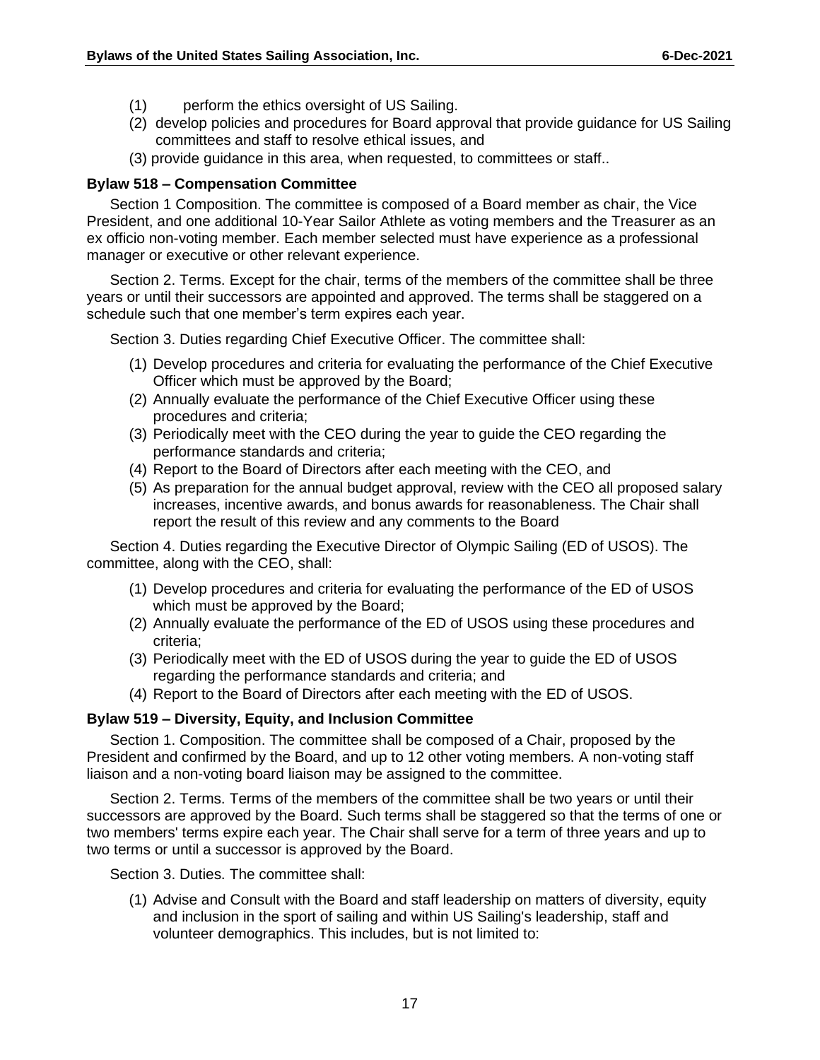(1) perform the ethics oversight of US Sailing.
(2) develop policies and procedures for Board approval that provide guidance for US Sailing committees and staff to resolve ethical issues, and
(3) provide guidance in this area, when requested, to committees or staff..

**Bylaw 518 – Compensation Committee**

Section 1 Composition. The committee is composed of a Board member as chair, the Vice President, and one additional 10-Year Sailor Athlete as voting members and the Treasurer as an ex officio non-voting member. Each member selected must have experience as a professional manager or executive or other relevant experience.

Section 2. Terms. Except for the chair, terms of the members of the committee shall be three years or until their successors are appointed and approved. The terms shall be staggered on a schedule such that one member's term expires each year.

Section 3. Duties regarding Chief Executive Officer. The committee shall:

(1) Develop procedures and criteria for evaluating the performance of the Chief Executive Officer which must be approved by the Board;
(2) Annually evaluate the performance of the Chief Executive Officer using these procedures and criteria;
(3) Periodically meet with the CEO during the year to guide the CEO regarding the performance standards and criteria;
(4) Report to the Board of Directors after each meeting with the CEO, and
(5) As preparation for the annual budget approval, review with the CEO all proposed salary increases, incentive awards, and bonus awards for reasonableness. The Chair shall report the result of this review and any comments to the Board

Section 4. Duties regarding the Executive Director of Olympic Sailing (ED of USOS). The committee, along with the CEO, shall:

(1) Develop procedures and criteria for evaluating the performance of the ED of USOS which must be approved by the Board;
(2) Annually evaluate the performance of the ED of USOS using these procedures and criteria;
(3) Periodically meet with the ED of USOS during the year to guide the ED of USOS regarding the performance standards and criteria; and
(4) Report to the Board of Directors after each meeting with the ED of USOS.

**Bylaw 519 – Diversity, Equity, and Inclusion Committee**

Section 1. Composition. The committee shall be composed of a Chair, proposed by the President and confirmed by the Board, and up to 12 other voting members. A non-voting staff liaison and a non-voting board liaison may be assigned to the committee.

Section 2. Terms. Terms of the members of the committee shall be two years or until their successors are approved by the Board. Such terms shall be staggered so that the terms of one or two members' terms expire each year. The Chair shall serve for a term of three years and up to two terms or until a successor is approved by the Board.

Section 3. Duties. The committee shall:

(1) Advise and Consult with the Board and staff leadership on matters of diversity, equity and inclusion in the sport of sailing and within US Sailing's leadership, staff and volunteer demographics. This includes, but is not limited to: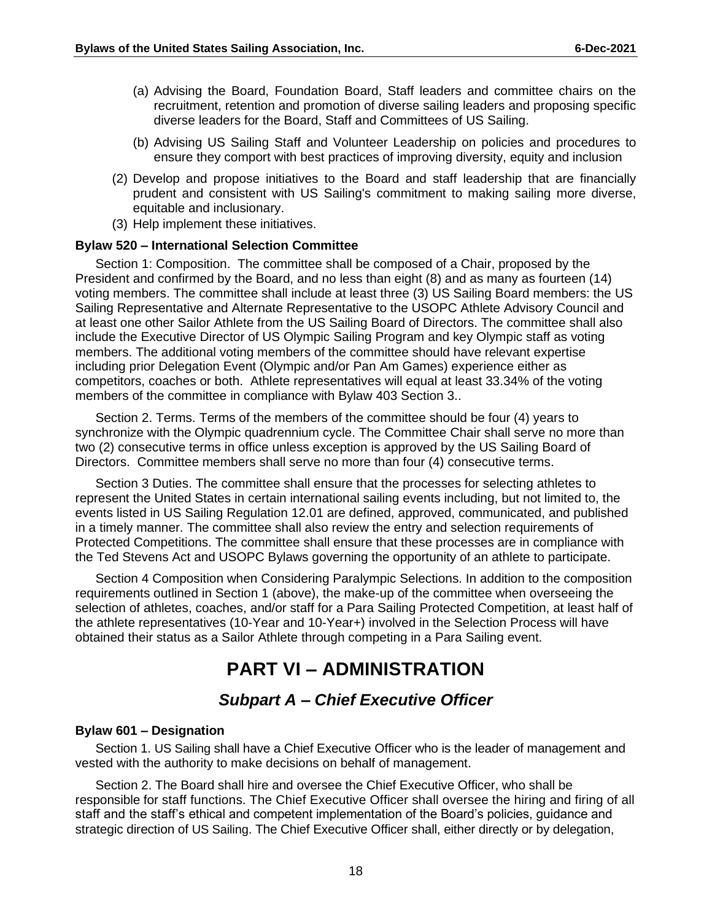(a) Advising the Board, Foundation Board, Staff leaders and committee chairs on the recruitment, retention and promotion of diverse sailing leaders and proposing specific diverse leaders for the Board, Staff and Committees of US Sailing.

(b) Advising US Sailing Staff and Volunteer Leadership on policies and procedures to ensure they comport with best practices of improving diversity, equity and inclusion

(2) Develop and propose initiatives to the Board and staff leadership that are financially prudent and consistent with US Sailing's commitment to making sailing more diverse, equitable and inclusionary.

(3) Help implement these initiatives.

**Bylaw 520 – International Selection Committee**

Section 1: Composition. The committee shall be composed of a Chair, proposed by the President and confirmed by the Board, and no less than eight (8) and as many as fourteen (14) voting members. The committee shall include at least three (3) US Sailing Board members: the US Sailing Representative and Alternate Representative to the USOPC Athlete Advisory Council and at least one other Sailor Athlete from the US Sailing Board of Directors. The committee shall also include the Executive Director of US Olympic Sailing Program and key Olympic staff as voting members. The additional voting members of the committee should have relevant expertise including prior Delegation Event (Olympic and/or Pan Am Games) experience either as competitors, coaches or both. Athlete representatives will equal at least 33.34% of the voting members of the committee in compliance with Bylaw 403 Section 3..

Section 2. Terms. Terms of the members of the committee should be four (4) years to synchronize with the Olympic quadrennium cycle. The Committee Chair shall serve no more than two (2) consecutive terms in office unless exception is approved by the US Sailing Board of Directors. Committee members shall serve no more than four (4) consecutive terms.

Section 3 Duties. The committee shall ensure that the processes for selecting athletes to represent the United States in certain international sailing events including, but not limited to, the events listed in US Sailing Regulation 12.01 are defined, approved, communicated, and published in a timely manner. The committee shall also review the entry and selection requirements of Protected Competitions. The committee shall ensure that these processes are in compliance with the Ted Stevens Act and USOPC Bylaws governing the opportunity of an athlete to participate.

Section 4 Composition when Considering Paralympic Selections. In addition to the composition requirements outlined in Section 1 (above), the make-up of the committee when overseeing the selection of athletes, coaches, and/or staff for a Para Sailing Protected Competition, at least half of the athlete representatives (10-Year and 10-Year+) involved in the Selection Process will have obtained their status as a Sailor Athlete through competing in a Para Sailing event.

# PART VI – ADMINISTRATION

## *Subpart A – Chief Executive Officer*

**Bylaw 601 – Designation**

Section 1. US Sailing shall have a Chief Executive Officer who is the leader of management and vested with the authority to make decisions on behalf of management.

Section 2. The Board shall hire and oversee the Chief Executive Officer, who shall be responsible for staff functions. The Chief Executive Officer shall oversee the hiring and firing of all staff and the staff's ethical and competent implementation of the Board's policies, guidance and strategic direction of US Sailing. The Chief Executive Officer shall, either directly or by delegation,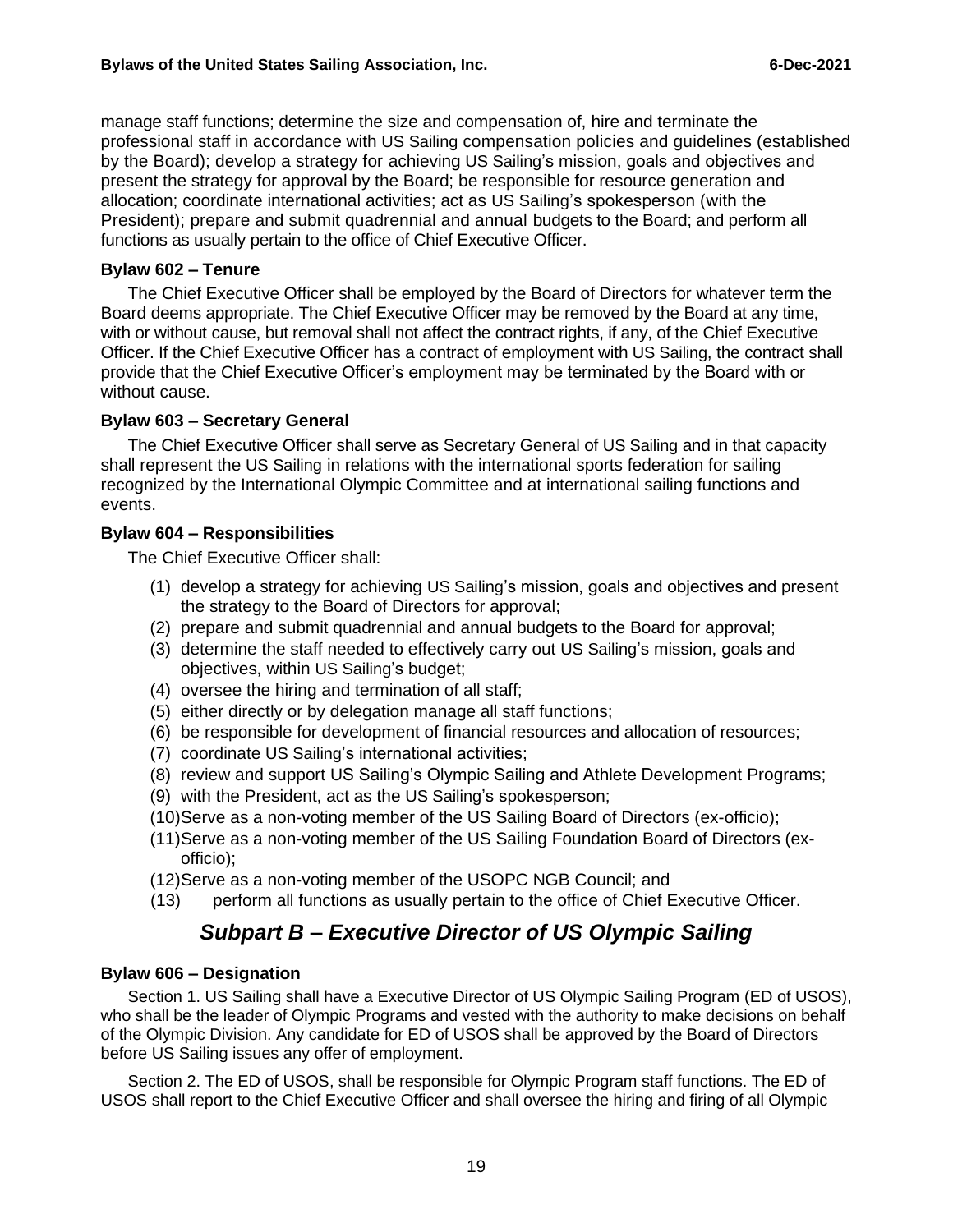manage staff functions; determine the size and compensation of, hire and terminate the professional staff in accordance with US Sailing compensation policies and guidelines (established by the Board); develop a strategy for achieving US Sailing's mission, goals and objectives and present the strategy for approval by the Board; be responsible for resource generation and allocation; coordinate international activities; act as US Sailing's spokesperson (with the President); prepare and submit quadrennial and annual budgets to the Board; and perform all functions as usually pertain to the office of Chief Executive Officer.

**Bylaw 602 – Tenure**

The Chief Executive Officer shall be employed by the Board of Directors for whatever term the Board deems appropriate. The Chief Executive Officer may be removed by the Board at any time, with or without cause, but removal shall not affect the contract rights, if any, of the Chief Executive Officer. If the Chief Executive Officer has a contract of employment with US Sailing, the contract shall provide that the Chief Executive Officer's employment may be terminated by the Board with or without cause.

**Bylaw 603 – Secretary General**

The Chief Executive Officer shall serve as Secretary General of US Sailing and in that capacity shall represent the US Sailing in relations with the international sports federation for sailing recognized by the International Olympic Committee and at international sailing functions and events.

**Bylaw 604 – Responsibilities**

The Chief Executive Officer shall:

(1) develop a strategy for achieving US Sailing's mission, goals and objectives and present the strategy to the Board of Directors for approval;
(2) prepare and submit quadrennial and annual budgets to the Board for approval;
(3) determine the staff needed to effectively carry out US Sailing's mission, goals and objectives, within US Sailing's budget;
(4) oversee the hiring and termination of all staff;
(5) either directly or by delegation manage all staff functions;
(6) be responsible for development of financial resources and allocation of resources;
(7) coordinate US Sailing's international activities;
(8) review and support US Sailing's Olympic Sailing and Athlete Development Programs;
(9) with the President, act as the US Sailing's spokesperson;
(10) Serve as a non-voting member of the US Sailing Board of Directors (ex-officio);
(11) Serve as a non-voting member of the US Sailing Foundation Board of Directors (ex-officio);
(12) Serve as a non-voting member of the USOPC NGB Council; and
(13) perform all functions as usually pertain to the office of Chief Executive Officer.

## *Subpart B – Executive Director of US Olympic Sailing*

**Bylaw 606 – Designation**

Section 1. US Sailing shall have a Executive Director of US Olympic Sailing Program (ED of USOS), who shall be the leader of Olympic Programs and vested with the authority to make decisions on behalf of the Olympic Division. Any candidate for ED of USOS shall be approved by the Board of Directors before US Sailing issues any offer of employment.

Section 2. The ED of USOS, shall be responsible for Olympic Program staff functions. The ED of USOS shall report to the Chief Executive Officer and shall oversee the hiring and firing of all Olympic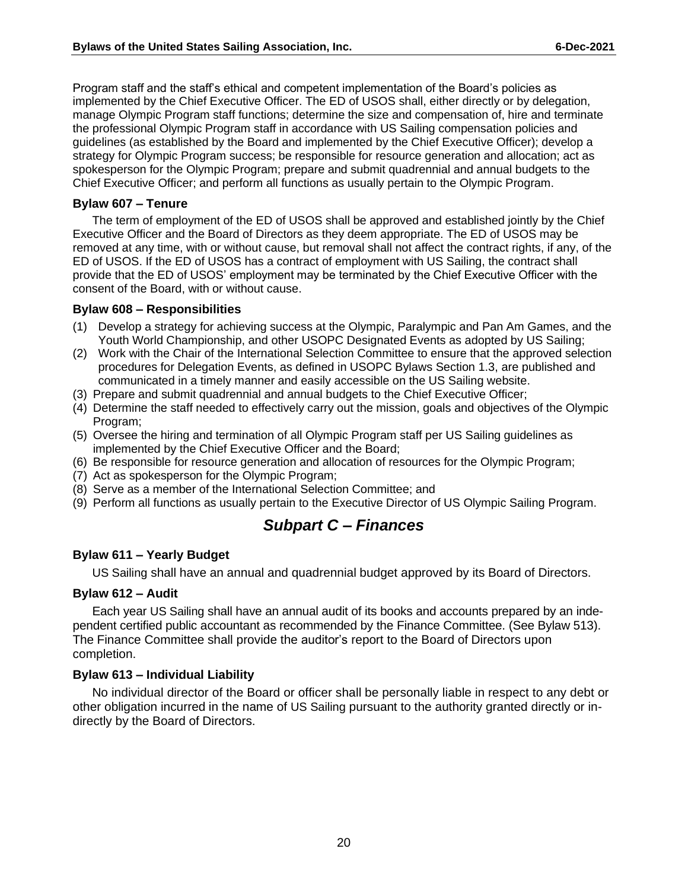Program staff and the staff's ethical and competent implementation of the Board's policies as implemented by the Chief Executive Officer. The ED of USOS shall, either directly or by delegation, manage Olympic Program staff functions; determine the size and compensation of, hire and terminate the professional Olympic Program staff in accordance with US Sailing compensation policies and guidelines (as established by the Board and implemented by the Chief Executive Officer); develop a strategy for Olympic Program success; be responsible for resource generation and allocation; act as spokesperson for the Olympic Program; prepare and submit quadrennial and annual budgets to the Chief Executive Officer; and perform all functions as usually pertain to the Olympic Program.

**Bylaw 607 – Tenure**

The term of employment of the ED of USOS shall be approved and established jointly by the Chief Executive Officer and the Board of Directors as they deem appropriate. The ED of USOS may be removed at any time, with or without cause, but removal shall not affect the contract rights, if any, of the ED of USOS. If the ED of USOS has a contract of employment with US Sailing, the contract shall provide that the ED of USOS' employment may be terminated by the Chief Executive Officer with the consent of the Board, with or without cause.

**Bylaw 608 – Responsibilities**

(1) Develop a strategy for achieving success at the Olympic, Paralympic and Pan Am Games, and the Youth World Championship, and other USOPC Designated Events as adopted by US Sailing;
(2) Work with the Chair of the International Selection Committee to ensure that the approved selection procedures for Delegation Events, as defined in USOPC Bylaws Section 1.3, are published and communicated in a timely manner and easily accessible on the US Sailing website.
(3) Prepare and submit quadrennial and annual budgets to the Chief Executive Officer;
(4) Determine the staff needed to effectively carry out the mission, goals and objectives of the Olympic Program;
(5) Oversee the hiring and termination of all Olympic Program staff per US Sailing guidelines as implemented by the Chief Executive Officer and the Board;
(6) Be responsible for resource generation and allocation of resources for the Olympic Program;
(7) Act as spokesperson for the Olympic Program;
(8) Serve as a member of the International Selection Committee; and
(9) Perform all functions as usually pertain to the Executive Director of US Olympic Sailing Program.

## *Subpart C – Finances*

**Bylaw 611 – Yearly Budget**

US Sailing shall have an annual and quadrennial budget approved by its Board of Directors.

**Bylaw 612 – Audit**

Each year US Sailing shall have an annual audit of its books and accounts prepared by an independent certified public accountant as recommended by the Finance Committee. (See Bylaw 513). The Finance Committee shall provide the auditor's report to the Board of Directors upon completion.

**Bylaw 613 – Individual Liability**

No individual director of the Board or officer shall be personally liable in respect to any debt or other obligation incurred in the name of US Sailing pursuant to the authority granted directly or indirectly by the Board of Directors.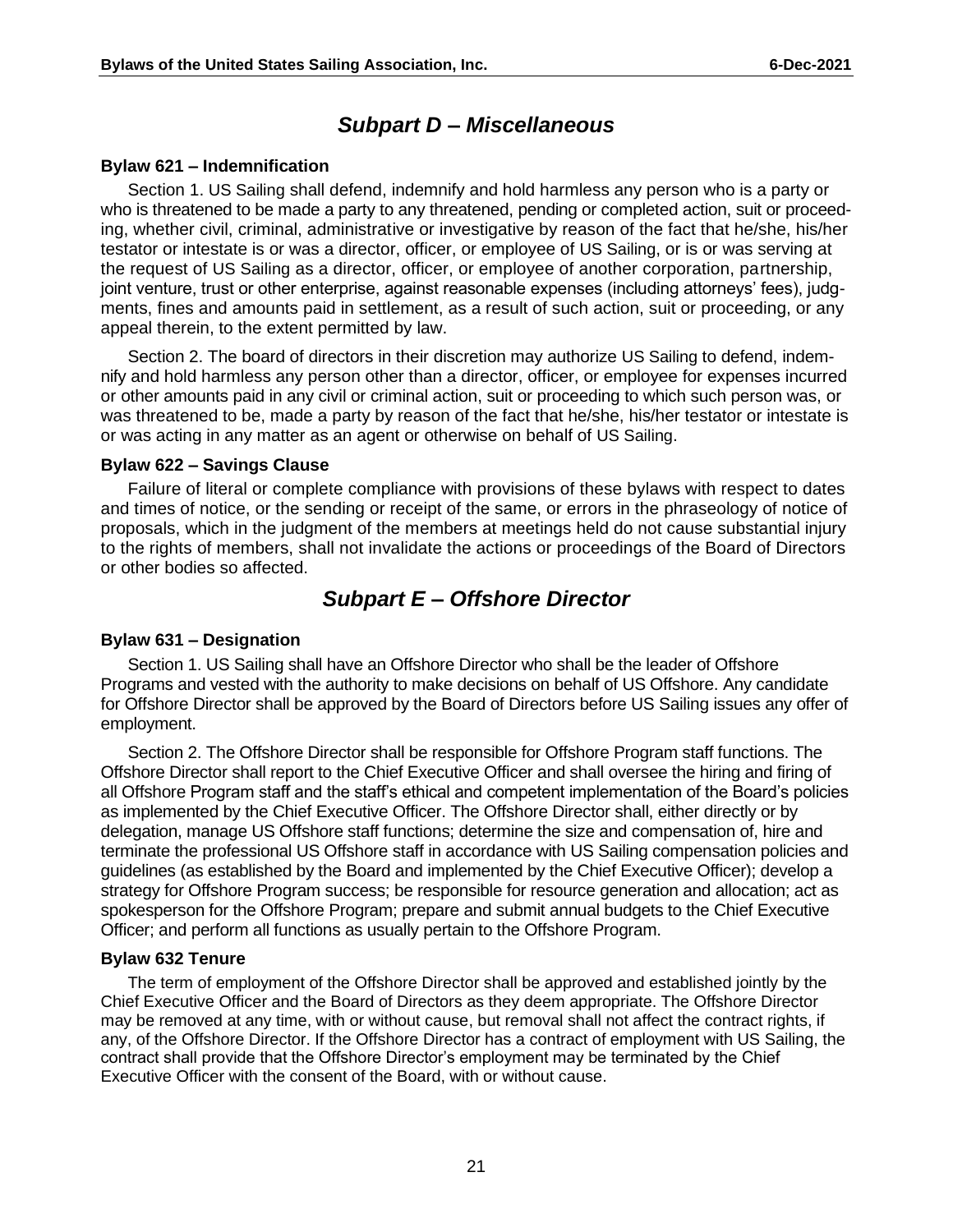## *Subpart D – Miscellaneous*

**Bylaw 621 – Indemnification**

Section 1. US Sailing shall defend, indemnify and hold harmless any person who is a party or who is threatened to be made a party to any threatened, pending or completed action, suit or proceeding, whether civil, criminal, administrative or investigative by reason of the fact that he/she, his/her testator or intestate is or was a director, officer, or employee of US Sailing, or is or was serving at the request of US Sailing as a director, officer, or employee of another corporation, partnership, joint venture, trust or other enterprise, against reasonable expenses (including attorneys' fees), judgments, fines and amounts paid in settlement, as a result of such action, suit or proceeding, or any appeal therein, to the extent permitted by law.

Section 2. The board of directors in their discretion may authorize US Sailing to defend, indemnify and hold harmless any person other than a director, officer, or employee for expenses incurred or other amounts paid in any civil or criminal action, suit or proceeding to which such person was, or was threatened to be, made a party by reason of the fact that he/she, his/her testator or intestate is or was acting in any matter as an agent or otherwise on behalf of US Sailing.

**Bylaw 622 – Savings Clause**

Failure of literal or complete compliance with provisions of these bylaws with respect to dates and times of notice, or the sending or receipt of the same, or errors in the phraseology of notice of proposals, which in the judgment of the members at meetings held do not cause substantial injury to the rights of members, shall not invalidate the actions or proceedings of the Board of Directors or other bodies so affected.

## *Subpart E – Offshore Director*

**Bylaw 631 – Designation**

Section 1. US Sailing shall have an Offshore Director who shall be the leader of Offshore Programs and vested with the authority to make decisions on behalf of US Offshore. Any candidate for Offshore Director shall be approved by the Board of Directors before US Sailing issues any offer of employment.

Section 2. The Offshore Director shall be responsible for Offshore Program staff functions. The Offshore Director shall report to the Chief Executive Officer and shall oversee the hiring and firing of all Offshore Program staff and the staff's ethical and competent implementation of the Board's policies as implemented by the Chief Executive Officer. The Offshore Director shall, either directly or by delegation, manage US Offshore staff functions; determine the size and compensation of, hire and terminate the professional US Offshore staff in accordance with US Sailing compensation policies and guidelines (as established by the Board and implemented by the Chief Executive Officer); develop a strategy for Offshore Program success; be responsible for resource generation and allocation; act as spokesperson for the Offshore Program; prepare and submit annual budgets to the Chief Executive Officer; and perform all functions as usually pertain to the Offshore Program.

**Bylaw 632 Tenure**

The term of employment of the Offshore Director shall be approved and established jointly by the Chief Executive Officer and the Board of Directors as they deem appropriate. The Offshore Director may be removed at any time, with or without cause, but removal shall not affect the contract rights, if any, of the Offshore Director. If the Offshore Director has a contract of employment with US Sailing, the contract shall provide that the Offshore Director's employment may be terminated by the Chief Executive Officer with the consent of the Board, with or without cause.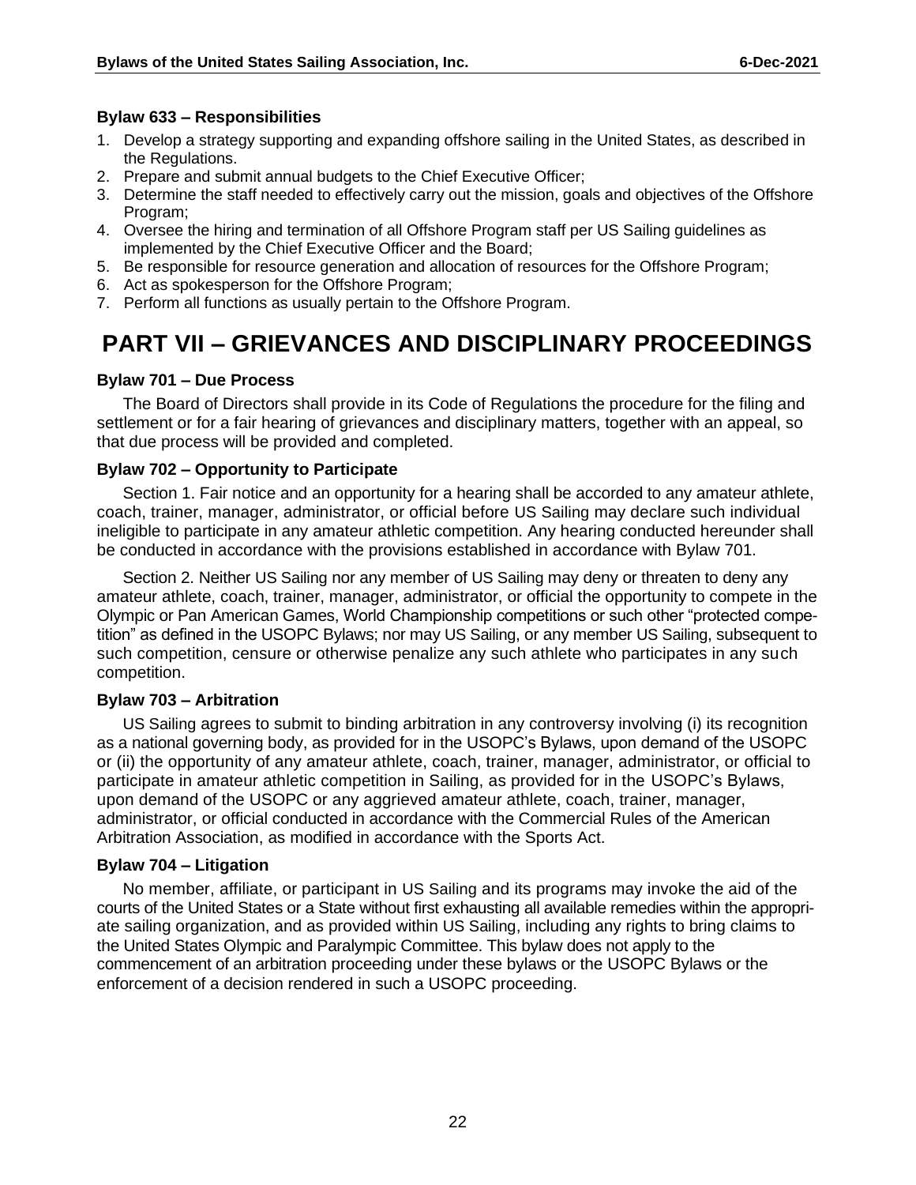### Bylaw 633 – Responsibilities

1. Develop a strategy supporting and expanding offshore sailing in the United States, as described in the Regulations.
2. Prepare and submit annual budgets to the Chief Executive Officer;
3. Determine the staff needed to effectively carry out the mission, goals and objectives of the Offshore Program;
4. Oversee the hiring and termination of all Offshore Program staff per US Sailing guidelines as implemented by the Chief Executive Officer and the Board;
5. Be responsible for resource generation and allocation of resources for the Offshore Program;
6. Act as spokesperson for the Offshore Program;
7. Perform all functions as usually pertain to the Offshore Program.

# PART VII – GRIEVANCES AND DISCIPLINARY PROCEEDINGS

### Bylaw 701 – Due Process

The Board of Directors shall provide in its Code of Regulations the procedure for the filing and settlement or for a fair hearing of grievances and disciplinary matters, together with an appeal, so that due process will be provided and completed.

### Bylaw 702 – Opportunity to Participate

Section 1. Fair notice and an opportunity for a hearing shall be accorded to any amateur athlete, coach, trainer, manager, administrator, or official before US Sailing may declare such individual ineligible to participate in any amateur athletic competition. Any hearing conducted hereunder shall be conducted in accordance with the provisions established in accordance with Bylaw 701.

Section 2. Neither US Sailing nor any member of US Sailing may deny or threaten to deny any amateur athlete, coach, trainer, manager, administrator, or official the opportunity to compete in the Olympic or Pan American Games, World Championship competitions or such other "protected competition" as defined in the USOPC Bylaws; nor may US Sailing, or any member US Sailing, subsequent to such competition, censure or otherwise penalize any such athlete who participates in any such competition.

### Bylaw 703 – Arbitration

US Sailing agrees to submit to binding arbitration in any controversy involving (i) its recognition as a national governing body, as provided for in the USOPC's Bylaws, upon demand of the USOPC or (ii) the opportunity of any amateur athlete, coach, trainer, manager, administrator, or official to participate in amateur athletic competition in Sailing, as provided for in the USOPC's Bylaws, upon demand of the USOPC or any aggrieved amateur athlete, coach, trainer, manager, administrator, or official conducted in accordance with the Commercial Rules of the American Arbitration Association, as modified in accordance with the Sports Act.

### Bylaw 704 – Litigation

No member, affiliate, or participant in US Sailing and its programs may invoke the aid of the courts of the United States or a State without first exhausting all available remedies within the appropriate sailing organization, and as provided within US Sailing, including any rights to bring claims to the United States Olympic and Paralympic Committee. This bylaw does not apply to the commencement of an arbitration proceeding under these bylaws or the USOPC Bylaws or the enforcement of a decision rendered in such a USOPC proceeding.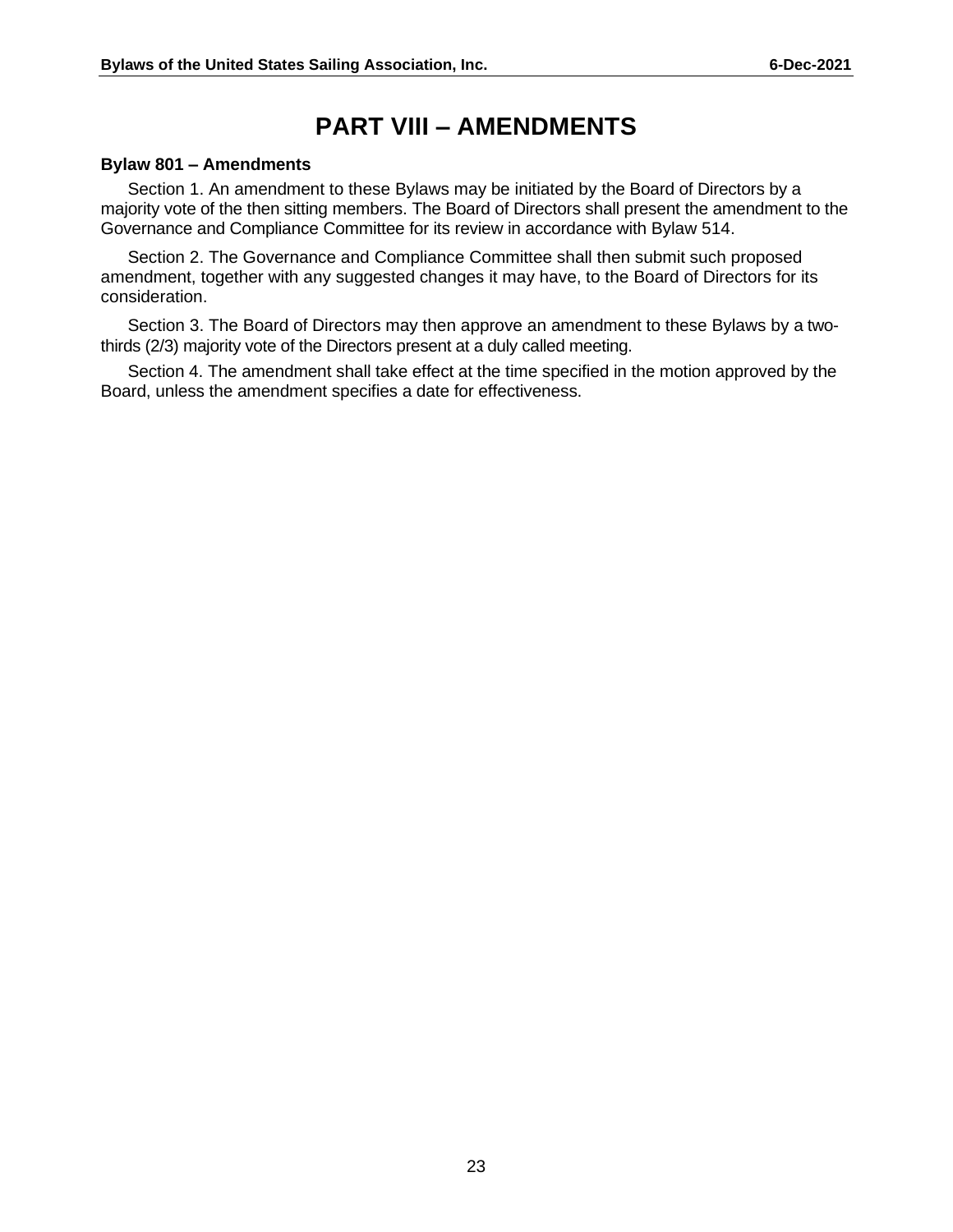# PART VIII – AMENDMENTS

**Bylaw 801 – Amendments**

Section 1. An amendment to these Bylaws may be initiated by the Board of Directors by a majority vote of the then sitting members. The Board of Directors shall present the amendment to the Governance and Compliance Committee for its review in accordance with Bylaw 514.

Section 2. The Governance and Compliance Committee shall then submit such proposed amendment, together with any suggested changes it may have, to the Board of Directors for its consideration.

Section 3. The Board of Directors may then approve an amendment to these Bylaws by a two-thirds (2/3) majority vote of the Directors present at a duly called meeting.

Section 4. The amendment shall take effect at the time specified in the motion approved by the Board, unless the amendment specifies a date for effectiveness.